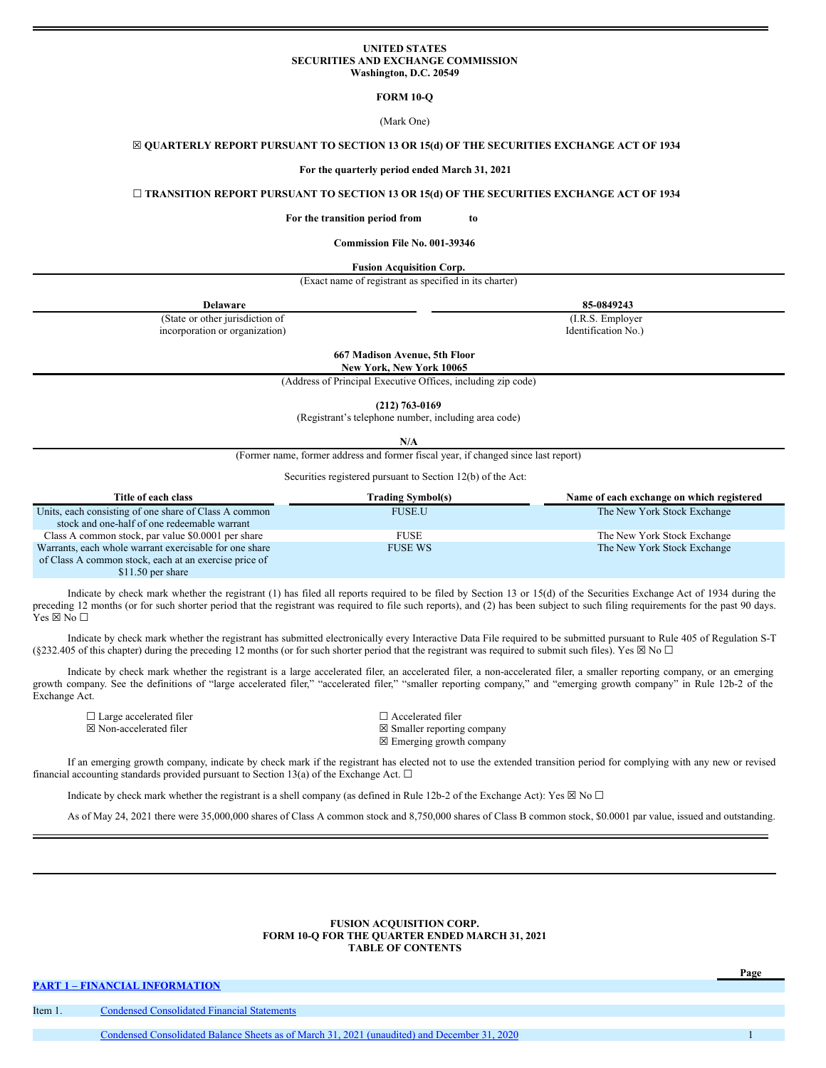**UNITED STATES**
**SECURITIES AND EXCHANGE COMMISSION**
**Washington, D.C. 20549**

**FORM 10-Q**

(Mark One)

☒ **QUARTERLY REPORT PURSUANT TO SECTION 13 OR 15(d) OF THE SECURITIES EXCHANGE ACT OF 1934**

**For the quarterly period ended March 31, 2021**

☐ **TRANSITION REPORT PURSUANT TO SECTION 13 OR 15(d) OF THE SECURITIES EXCHANGE ACT OF 1934**

**For the transition period from to**

**Commission File No. 001-39346**

**Fusion Acquisition Corp.**
(Exact name of registrant as specified in its charter)

| **Delaware** | **85-0849243** |
|---|---|
| (State or other jurisdiction of incorporation or organization) | (I.R.S. Employer Identification No.) |

**667 Madison Avenue, 5th Floor**
**New York, New York 10065**
(Address of Principal Executive Offices, including zip code)

**(212) 763-0169**
(Registrant's telephone number, including area code)

**N/A**
(Former name, former address and former fiscal year, if changed since last report)

Securities registered pursuant to Section 12(b) of the Act:

| Title of each class | Trading Symbol(s) | Name of each exchange on which registered |
|---|---|---|
| Units, each consisting of one share of Class A common stock and one-half of one redeemable warrant | FUSE.U | The New York Stock Exchange |
| Class A common stock, par value $0.0001 per share | FUSE | The New York Stock Exchange |
| Warrants, each whole warrant exercisable for one share of Class A common stock, each at an exercise price of $11.50 per share | FUSE WS | The New York Stock Exchange |

Indicate by check mark whether the registrant (1) has filed all reports required to be filed by Section 13 or 15(d) of the Securities Exchange Act of 1934 during the preceding 12 months (or for such shorter period that the registrant was required to file such reports), and (2) has been subject to such filing requirements for the past 90 days. Yes ☒ No ☐

Indicate by check mark whether the registrant has submitted electronically every Interactive Data File required to be submitted pursuant to Rule 405 of Regulation S-T (§232.405 of this chapter) during the preceding 12 months (or for such shorter period that the registrant was required to submit such files). Yes ☒ No ☐

Indicate by check mark whether the registrant is a large accelerated filer, an accelerated filer, a non-accelerated filer, a smaller reporting company, or an emerging growth company. See the definitions of "large accelerated filer," "accelerated filer," "smaller reporting company," and "emerging growth company" in Rule 12b-2 of the Exchange Act.

| | |
|---|---|
| ☐ Large accelerated filer | ☐ Accelerated filer |
| ☒ Non-accelerated filer | ☒ Smaller reporting company |
| | ☒ Emerging growth company |

If an emerging growth company, indicate by check mark if the registrant has elected not to use the extended transition period for complying with any new or revised financial accounting standards provided pursuant to Section 13(a) of the Exchange Act. ☐

Indicate by check mark whether the registrant is a shell company (as defined in Rule 12b-2 of the Exchange Act): Yes ☒ No ☐

As of May 24, 2021 there were 35,000,000 shares of Class A common stock and 8,750,000 shares of Class B common stock, $0.0001 par value, issued and outstanding.

**FUSION ACQUISITION CORP.**
**FORM 10-Q FOR THE QUARTER ENDED MARCH 31, 2021**
**TABLE OF CONTENTS**

| | | Page |
|---|---|---|
| **PART 1 – FINANCIAL INFORMATION** | | |
| Item 1. | Condensed Consolidated Financial Statements | |
| | Condensed Consolidated Balance Sheets as of March 31, 2021 (unaudited) and December 31, 2020 | 1 |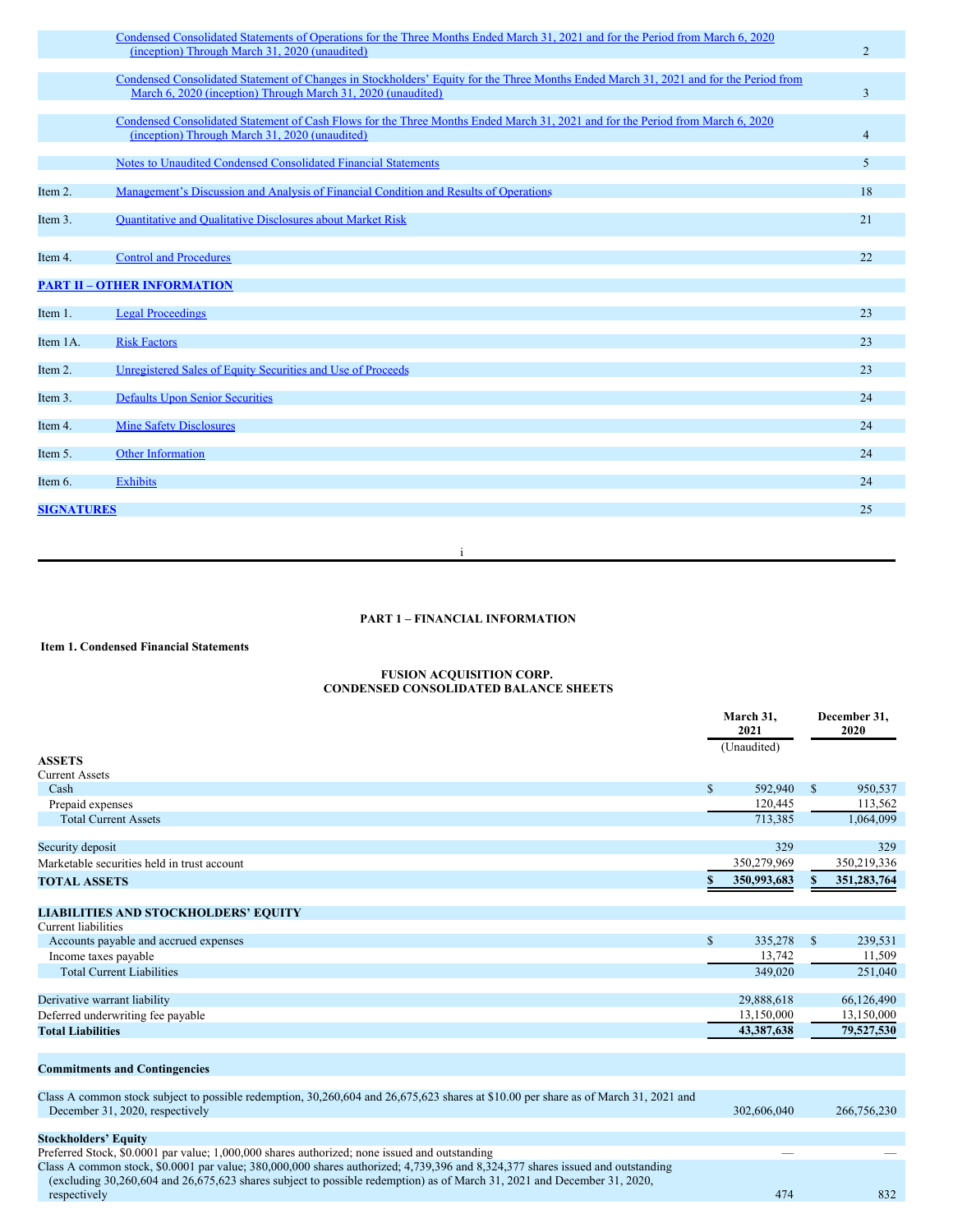| | | |
|---|---|---|
| | Condensed Consolidated Statements of Operations for the Three Months Ended March 31, 2021 and for the Period from March 6, 2020 (inception) Through March 31, 2020 (unaudited) | 2 |
| | Condensed Consolidated Statement of Changes in Stockholders' Equity for the Three Months Ended March 31, 2021 and for the Period from March 6, 2020 (inception) Through March 31, 2020 (unaudited) | 3 |
| | Condensed Consolidated Statement of Cash Flows for the Three Months Ended March 31, 2021 and for the Period from March 6, 2020 (inception) Through March 31, 2020 (unaudited) | 4 |
| | Notes to Unaudited Condensed Consolidated Financial Statements | 5 |
| Item 2. | Management's Discussion and Analysis of Financial Condition and Results of Operations | 18 |
| Item 3. | Quantitative and Qualitative Disclosures about Market Risk | 21 |
| Item 4. | Control and Procedures | 22 |
| **PART II – OTHER INFORMATION** | | |
| Item 1. | Legal Proceedings | 23 |
| Item 1A. | Risk Factors | 23 |
| Item 2. | Unregistered Sales of Equity Securities and Use of Proceeds | 23 |
| Item 3. | Defaults Upon Senior Securities | 24 |
| Item 4. | Mine Safety Disclosures | 24 |
| Item 5. | Other Information | 24 |
| Item 6. | Exhibits | 24 |
| **SIGNATURES** | | 25 |

## PART 1 – FINANCIAL INFORMATION

### Item 1. Condensed Financial Statements

**FUSION ACQUISITION CORP.**
**CONDENSED CONSOLIDATED BALANCE SHEETS**

| | March 31, 2021 (Unaudited) | December 31, 2020 |
|---|---|---|
| **ASSETS** | | |
| Current Assets | | |
| Cash | $ 592,940 | $ 950,537 |
| Prepaid expenses | 120,445 | 113,562 |
| Total Current Assets | 713,385 | 1,064,099 |
| | | |
| Security deposit | 329 | 329 |
| Marketable securities held in trust account | 350,279,969 | 350,219,336 |
| **TOTAL ASSETS** | **$ 350,993,683** | **$ 351,283,764** |
| | | |
| **LIABILITIES AND STOCKHOLDERS' EQUITY** | | |
| Current liabilities | | |
| Accounts payable and accrued expenses | $ 335,278 | $ 239,531 |
| Income taxes payable | 13,742 | 11,509 |
| Total Current Liabilities | 349,020 | 251,040 |
| | | |
| Derivative warrant liability | 29,888,618 | 66,126,490 |
| Deferred underwriting fee payable | 13,150,000 | 13,150,000 |
| **Total Liabilities** | **43,387,638** | **79,527,530** |
| | | |
| **Commitments and Contingencies** | | |
| | | |
| Class A common stock subject to possible redemption, 30,260,604 and 26,675,623 shares at $10.00 per share as of March 31, 2021 and December 31, 2020, respectively | 302,606,040 | 266,756,230 |
| | | |
| **Stockholders' Equity** | | |
| Preferred Stock, $0.0001 par value; 1,000,000 shares authorized; none issued and outstanding | — | — |
| Class A common stock, $0.0001 par value; 380,000,000 shares authorized; 4,739,396 and 8,324,377 shares issued and outstanding (excluding 30,260,604 and 26,675,623 shares subject to possible redemption) as of March 31, 2021 and December 31, 2020, respectively | 474 | 832 |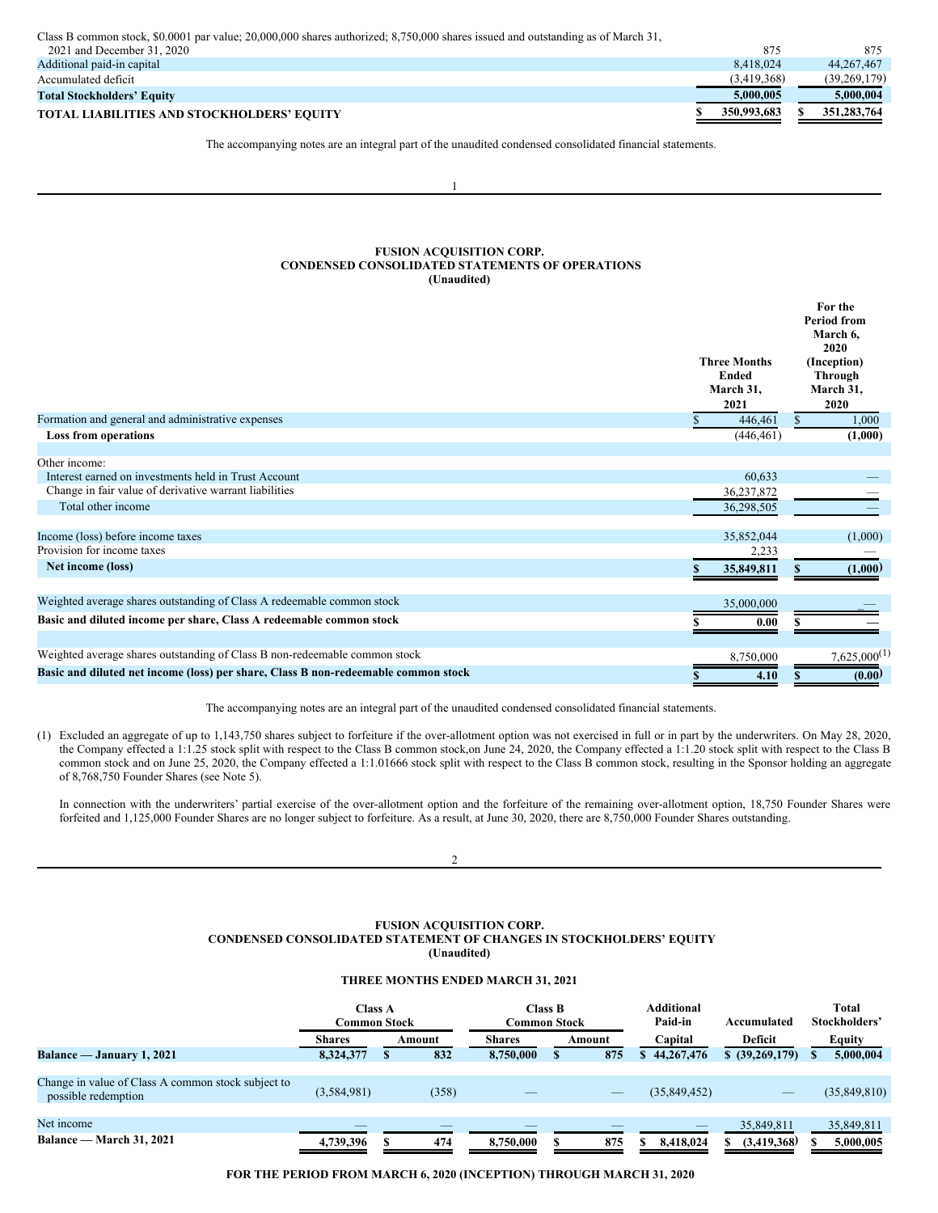| | | |
|---|---|---|
| Class B common stock, $0.0001 par value; 20,000,000 shares authorized; 8,750,000 shares issued and outstanding as of March 31, 2021 and December 31, 2020 | 875 | 875 |
| Additional paid-in capital | 8,418,024 | 44,267,467 |
| Accumulated deficit | (3,419,368) | (39,269,179) |
| **Total Stockholders' Equity** | **5,000,005** | **5,000,004** |
| **TOTAL LIABILITIES AND STOCKHOLDERS' EQUITY** | **$ 350,993,683** | **$ 351,283,764** |

The accompanying notes are an integral part of the unaudited condensed consolidated financial statements.

**FUSION ACQUISITION CORP.**
**CONDENSED CONSOLIDATED STATEMENTS OF OPERATIONS**
**(Unaudited)**

| | Three Months Ended March 31, 2021 | For the Period from March 6, 2020 (Inception) Through March 31, 2020 |
|---|---|---|
| Formation and general and administrative expenses | $ 446,461 | $ 1,000 |
| **Loss from operations** | (446,461) | **(1,000)** |
| | | |
| Other income: | | |
| Interest earned on investments held in Trust Account | 60,633 | — |
| Change in fair value of derivative warrant liabilities | 36,237,872 | — |
| Total other income | 36,298,505 | — |
| | | |
| Income (loss) before income taxes | 35,852,044 | (1,000) |
| Provision for income taxes | 2,233 | — |
| **Net income (loss)** | **$ 35,849,811** | **$ (1,000)** |
| | | |
| Weighted average shares outstanding of Class A redeemable common stock | 35,000,000 | — |
| **Basic and diluted income per share, Class A redeemable common stock** | **$ 0.00** | **$ —** |
| | | |
| Weighted average shares outstanding of Class B non-redeemable common stock | 8,750,000 | 7,625,000(1) |
| **Basic and diluted net income (loss) per share, Class B non-redeemable common stock** | **$ 4.10** | **$ (0.00)** |

The accompanying notes are an integral part of the unaudited condensed consolidated financial statements.

(1) Excluded an aggregate of up to 1,143,750 shares subject to forfeiture if the over-allotment option was not exercised in full or in part by the underwriters. On May 28, 2020, the Company effected a 1:1.25 stock split with respect to the Class B common stock,on June 24, 2020, the Company effected a 1:1.20 stock split with respect to the Class B common stock and on June 25, 2020, the Company effected a 1:1.01666 stock split with respect to the Class B common stock, resulting in the Sponsor holding an aggregate of 8,768,750 Founder Shares (see Note 5).

In connection with the underwriters' partial exercise of the over-allotment option and the forfeiture of the remaining over-allotment option, 18,750 Founder Shares were forfeited and 1,125,000 Founder Shares are no longer subject to forfeiture. As a result, at June 30, 2020, there are 8,750,000 Founder Shares outstanding.

**FUSION ACQUISITION CORP.**
**CONDENSED CONSOLIDATED STATEMENT OF CHANGES IN STOCKHOLDERS' EQUITY**
**(Unaudited)**

**THREE MONTHS ENDED MARCH 31, 2021**

| | Class A Common Stock | | Class B Common Stock | | Additional Paid-in | Accumulated | Total Stockholders' |
|---|---|---|---|---|---|---|---|
| | Shares | Amount | Shares | Amount | Capital | Deficit | Equity |
| **Balance — January 1, 2021** | **8,324,377** | **$ 832** | **8,750,000** | **$ 875** | **$ 44,267,476** | **$ (39,269,179)** | **$ 5,000,004** |
| | | | | | | | |
| Change in value of Class A common stock subject to possible redemption | (3,584,981) | (358) | — | — | (35,849,452) | — | (35,849,810) |
| | | | | | | | |
| Net income | — | — | — | — | — | 35,849,811 | 35,849,811 |
| **Balance — March 31, 2021** | **4,739,396** | **$ 474** | **8,750,000** | **$ 875** | **$ 8,418,024** | **$ (3,419,368)** | **$ 5,000,005** |

**FOR THE PERIOD FROM MARCH 6, 2020 (INCEPTION) THROUGH MARCH 31, 2020**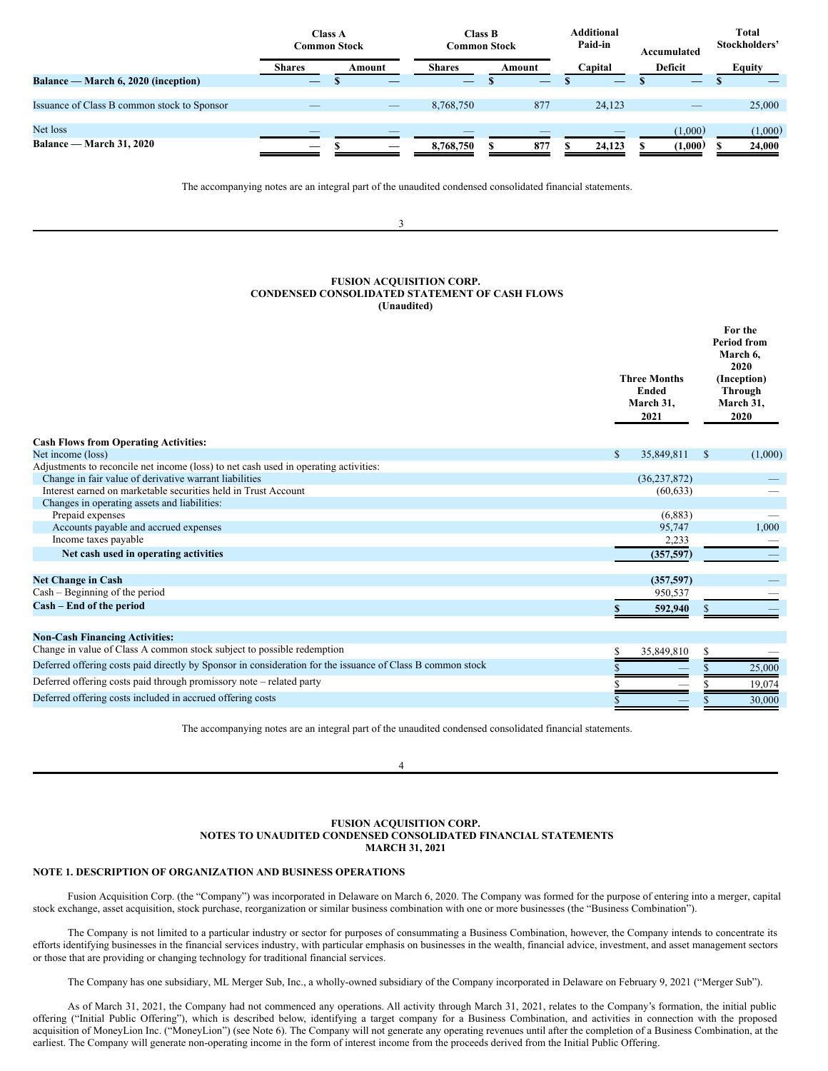| | Class A Common Stock | | Class B Common Stock | | Additional Paid-in | Accumulated | Total Stockholders' |
|---|---|---|---|---|---|---|---|
| | Shares | Amount | Shares | Amount | Capital | Deficit | Equity |
| **Balance — March 6, 2020 (inception)** | — | $ — | — | $ — | $ — | $ — | $ — |
| Issuance of Class B common stock to Sponsor | — | — | 8,768,750 | 877 | 24,123 | — | 25,000 |
| Net loss | — | — | — | — | — | (1,000) | (1,000) |
| **Balance — March 31, 2020** | — | $ — | 8,768,750 | $ 877 | $ 24,123 | $ (1,000) | $ 24,000 |

The accompanying notes are an integral part of the unaudited condensed consolidated financial statements.

**FUSION ACQUISITION CORP.**
**CONDENSED CONSOLIDATED STATEMENT OF CASH FLOWS**
**(Unaudited)**

| | Three Months Ended March 31, 2021 | For the Period from March 6, 2020 (Inception) Through March 31, 2020 |
|---|---|---|
| **Cash Flows from Operating Activities:** | | |
| Net income (loss) | $ 35,849,811 | $ (1,000) |
| Adjustments to reconcile net income (loss) to net cash used in operating activities: | | |
| Change in fair value of derivative warrant liabilities | (36,237,872) | — |
| Interest earned on marketable securities held in Trust Account | (60,633) | — |
| Changes in operating assets and liabilities: | | |
| Prepaid expenses | (6,883) | — |
| Accounts payable and accrued expenses | 95,747 | 1,000 |
| Income taxes payable | 2,233 | — |
| **Net cash used in operating activities** | **(357,597)** | — |
| **Net Change in Cash** | **(357,597)** | — |
| Cash – Beginning of the period | 950,537 | — |
| **Cash – End of the period** | **$ 592,940** | $ — |
| **Non-Cash Financing Activities:** | | |
| Change in value of Class A common stock subject to possible redemption | $ 35,849,810 | $ — |
| Deferred offering costs paid directly by Sponsor in consideration for the issuance of Class B common stock | $ — | $ 25,000 |
| Deferred offering costs paid through promissory note – related party | $ — | $ 19,074 |
| Deferred offering costs included in accrued offering costs | $ — | $ 30,000 |

The accompanying notes are an integral part of the unaudited condensed consolidated financial statements.

**FUSION ACQUISITION CORP.**
**NOTES TO UNAUDITED CONDENSED CONSOLIDATED FINANCIAL STATEMENTS**
**MARCH 31, 2021**

## NOTE 1. DESCRIPTION OF ORGANIZATION AND BUSINESS OPERATIONS

Fusion Acquisition Corp. (the "Company") was incorporated in Delaware on March 6, 2020. The Company was formed for the purpose of entering into a merger, capital stock exchange, asset acquisition, stock purchase, reorganization or similar business combination with one or more businesses (the "Business Combination").

The Company is not limited to a particular industry or sector for purposes of consummating a Business Combination, however, the Company intends to concentrate its efforts identifying businesses in the financial services industry, with particular emphasis on businesses in the wealth, financial advice, investment, and asset management sectors or those that are providing or changing technology for traditional financial services.

The Company has one subsidiary, ML Merger Sub, Inc., a wholly-owned subsidiary of the Company incorporated in Delaware on February 9, 2021 ("Merger Sub").

As of March 31, 2021, the Company had not commenced any operations. All activity through March 31, 2021, relates to the Company's formation, the initial public offering ("Initial Public Offering"), which is described below, identifying a target company for a Business Combination, and activities in connection with the proposed acquisition of MoneyLion Inc. ("MoneyLion") (see Note 6). The Company will not generate any operating revenues until after the completion of a Business Combination, at the earliest. The Company will generate non-operating income in the form of interest income from the proceeds derived from the Initial Public Offering.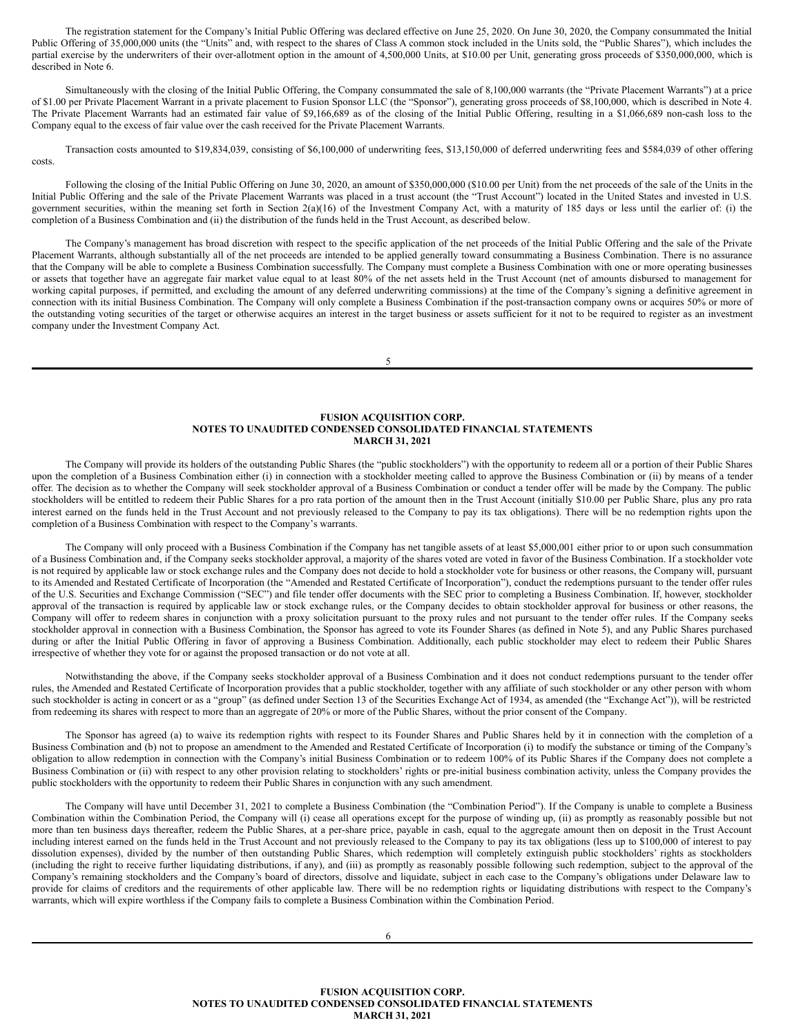The registration statement for the Company's Initial Public Offering was declared effective on June 25, 2020. On June 30, 2020, the Company consummated the Initial Public Offering of 35,000,000 units (the "Units" and, with respect to the shares of Class A common stock included in the Units sold, the "Public Shares"), which includes the partial exercise by the underwriters of their over-allotment option in the amount of 4,500,000 Units, at $10.00 per Unit, generating gross proceeds of $350,000,000, which is described in Note 6.

Simultaneously with the closing of the Initial Public Offering, the Company consummated the sale of 8,100,000 warrants (the "Private Placement Warrants") at a price of $1.00 per Private Placement Warrant in a private placement to Fusion Sponsor LLC (the "Sponsor"), generating gross proceeds of $8,100,000, which is described in Note 4. The Private Placement Warrants had an estimated fair value of $9,166,689 as of the closing of the Initial Public Offering, resulting in a $1,066,689 non-cash loss to the Company equal to the excess of fair value over the cash received for the Private Placement Warrants.

Transaction costs amounted to $19,834,039, consisting of $6,100,000 of underwriting fees, $13,150,000 of deferred underwriting fees and $584,039 of other offering costs.

Following the closing of the Initial Public Offering on June 30, 2020, an amount of $350,000,000 ($10.00 per Unit) from the net proceeds of the sale of the Units in the Initial Public Offering and the sale of the Private Placement Warrants was placed in a trust account (the "Trust Account") located in the United States and invested in U.S. government securities, within the meaning set forth in Section 2(a)(16) of the Investment Company Act, with a maturity of 185 days or less until the earlier of: (i) the completion of a Business Combination and (ii) the distribution of the funds held in the Trust Account, as described below.

The Company's management has broad discretion with respect to the specific application of the net proceeds of the Initial Public Offering and the sale of the Private Placement Warrants, although substantially all of the net proceeds are intended to be applied generally toward consummating a Business Combination. There is no assurance that the Company will be able to complete a Business Combination successfully. The Company must complete a Business Combination with one or more operating businesses or assets that together have an aggregate fair market value equal to at least 80% of the net assets held in the Trust Account (net of amounts disbursed to management for working capital purposes, if permitted, and excluding the amount of any deferred underwriting commissions) at the time of the Company's signing a definitive agreement in connection with its initial Business Combination. The Company will only complete a Business Combination if the post-transaction company owns or acquires 50% or more of the outstanding voting securities of the target or otherwise acquires an interest in the target business or assets sufficient for it not to be required to register as an investment company under the Investment Company Act.

The Company will provide its holders of the outstanding Public Shares (the "public stockholders") with the opportunity to redeem all or a portion of their Public Shares upon the completion of a Business Combination either (i) in connection with a stockholder meeting called to approve the Business Combination or (ii) by means of a tender offer. The decision as to whether the Company will seek stockholder approval of a Business Combination or conduct a tender offer will be made by the Company. The public stockholders will be entitled to redeem their Public Shares for a pro rata portion of the amount then in the Trust Account (initially $10.00 per Public Share, plus any pro rata interest earned on the funds held in the Trust Account and not previously released to the Company to pay its tax obligations). There will be no redemption rights upon the completion of a Business Combination with respect to the Company's warrants.

The Company will only proceed with a Business Combination if the Company has net tangible assets of at least $5,000,001 either prior to or upon such consummation of a Business Combination and, if the Company seeks stockholder approval, a majority of the shares voted are voted in favor of the Business Combination. If a stockholder vote is not required by applicable law or stock exchange rules and the Company does not decide to hold a stockholder vote for business or other reasons, the Company will, pursuant to its Amended and Restated Certificate of Incorporation (the "Amended and Restated Certificate of Incorporation"), conduct the redemptions pursuant to the tender offer rules of the U.S. Securities and Exchange Commission ("SEC") and file tender offer documents with the SEC prior to completing a Business Combination. If, however, stockholder approval of the transaction is required by applicable law or stock exchange rules, or the Company decides to obtain stockholder approval for business or other reasons, the Company will offer to redeem shares in conjunction with a proxy solicitation pursuant to the proxy rules and not pursuant to the tender offer rules. If the Company seeks stockholder approval in connection with a Business Combination, the Sponsor has agreed to vote its Founder Shares (as defined in Note 5), and any Public Shares purchased during or after the Initial Public Offering in favor of approving a Business Combination. Additionally, each public stockholder may elect to redeem their Public Shares irrespective of whether they vote for or against the proposed transaction or do not vote at all.

Notwithstanding the above, if the Company seeks stockholder approval of a Business Combination and it does not conduct redemptions pursuant to the tender offer rules, the Amended and Restated Certificate of Incorporation provides that a public stockholder, together with any affiliate of such stockholder or any other person with whom such stockholder is acting in concert or as a "group" (as defined under Section 13 of the Securities Exchange Act of 1934, as amended (the "Exchange Act")), will be restricted from redeeming its shares with respect to more than an aggregate of 20% or more of the Public Shares, without the prior consent of the Company.

The Sponsor has agreed (a) to waive its redemption rights with respect to its Founder Shares and Public Shares held by it in connection with the completion of a Business Combination and (b) not to propose an amendment to the Amended and Restated Certificate of Incorporation (i) to modify the substance or timing of the Company's obligation to allow redemption in connection with the Company's initial Business Combination or to redeem 100% of its Public Shares if the Company does not complete a Business Combination or (ii) with respect to any other provision relating to stockholders' rights or pre-initial business combination activity, unless the Company provides the public stockholders with the opportunity to redeem their Public Shares in conjunction with any such amendment.

The Company will have until December 31, 2021 to complete a Business Combination (the "Combination Period"). If the Company is unable to complete a Business Combination within the Combination Period, the Company will (i) cease all operations except for the purpose of winding up, (ii) as promptly as reasonably possible but not more than ten business days thereafter, redeem the Public Shares, at a per-share price, payable in cash, equal to the aggregate amount then on deposit in the Trust Account including interest earned on the funds held in the Trust Account and not previously released to the Company to pay its tax obligations (less up to $100,000 of interest to pay dissolution expenses), divided by the number of then outstanding Public Shares, which redemption will completely extinguish public stockholders' rights as stockholders (including the right to receive further liquidating distributions, if any), and (iii) as promptly as reasonably possible following such redemption, subject to the approval of the Company's remaining stockholders and the Company's board of directors, dissolve and liquidate, subject in each case to the Company's obligations under Delaware law to provide for claims of creditors and the requirements of other applicable law. There will be no redemption rights or liquidating distributions with respect to the Company's warrants, which will expire worthless if the Company fails to complete a Business Combination within the Combination Period.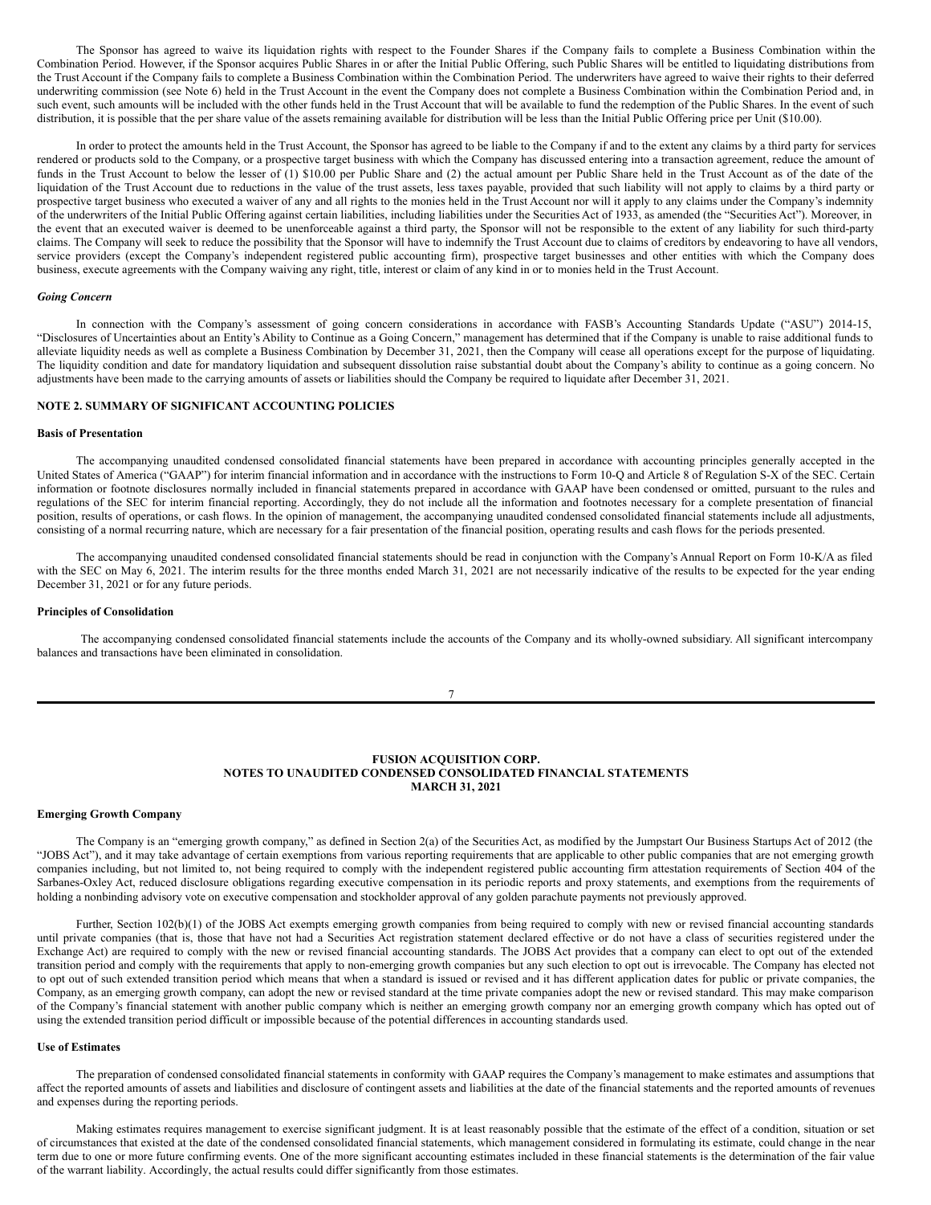The Sponsor has agreed to waive its liquidation rights with respect to the Founder Shares if the Company fails to complete a Business Combination within the Combination Period. However, if the Sponsor acquires Public Shares in or after the Initial Public Offering, such Public Shares will be entitled to liquidating distributions from the Trust Account if the Company fails to complete a Business Combination within the Combination Period. The underwriters have agreed to waive their rights to their deferred underwriting commission (see Note 6) held in the Trust Account in the event the Company does not complete a Business Combination within the Combination Period and, in such event, such amounts will be included with the other funds held in the Trust Account that will be available to fund the redemption of the Public Shares. In the event of such distribution, it is possible that the per share value of the assets remaining available for distribution will be less than the Initial Public Offering price per Unit ($10.00).

In order to protect the amounts held in the Trust Account, the Sponsor has agreed to be liable to the Company if and to the extent any claims by a third party for services rendered or products sold to the Company, or a prospective target business with which the Company has discussed entering into a transaction agreement, reduce the amount of funds in the Trust Account to below the lesser of (1) $10.00 per Public Share and (2) the actual amount per Public Share held in the Trust Account as of the date of the liquidation of the Trust Account due to reductions in the value of the trust assets, less taxes payable, provided that such liability will not apply to claims by a third party or prospective target business who executed a waiver of any and all rights to the monies held in the Trust Account nor will it apply to any claims under the Company's indemnity of the underwriters of the Initial Public Offering against certain liabilities, including liabilities under the Securities Act of 1933, as amended (the "Securities Act"). Moreover, in the event that an executed waiver is deemed to be unenforceable against a third party, the Sponsor will not be responsible to the extent of any liability for such third-party claims. The Company will seek to reduce the possibility that the Sponsor will have to indemnify the Trust Account due to claims of creditors by endeavoring to have all vendors, service providers (except the Company's independent registered public accounting firm), prospective target businesses and other entities with which the Company does business, execute agreements with the Company waiving any right, title, interest or claim of any kind in or to monies held in the Trust Account.

*Going Concern*

In connection with the Company's assessment of going concern considerations in accordance with FASB's Accounting Standards Update ("ASU") 2014-15, "Disclosures of Uncertainties about an Entity's Ability to Continue as a Going Concern," management has determined that if the Company is unable to raise additional funds to alleviate liquidity needs as well as complete a Business Combination by December 31, 2021, then the Company will cease all operations except for the purpose of liquidating. The liquidity condition and date for mandatory liquidation and subsequent dissolution raise substantial doubt about the Company's ability to continue as a going concern. No adjustments have been made to the carrying amounts of assets or liabilities should the Company be required to liquidate after December 31, 2021.

## NOTE 2. SUMMARY OF SIGNIFICANT ACCOUNTING POLICIES

**Basis of Presentation**

The accompanying unaudited condensed consolidated financial statements have been prepared in accordance with accounting principles generally accepted in the United States of America ("GAAP") for interim financial information and in accordance with the instructions to Form 10-Q and Article 8 of Regulation S-X of the SEC. Certain information or footnote disclosures normally included in financial statements prepared in accordance with GAAP have been condensed or omitted, pursuant to the rules and regulations of the SEC for interim financial reporting. Accordingly, they do not include all the information and footnotes necessary for a complete presentation of financial position, results of operations, or cash flows. In the opinion of management, the accompanying unaudited condensed consolidated financial statements include all adjustments, consisting of a normal recurring nature, which are necessary for a fair presentation of the financial position, operating results and cash flows for the periods presented.

The accompanying unaudited condensed consolidated financial statements should be read in conjunction with the Company's Annual Report on Form 10-K/A as filed with the SEC on May 6, 2021. The interim results for the three months ended March 31, 2021 are not necessarily indicative of the results to be expected for the year ending December 31, 2021 or for any future periods.

**Principles of Consolidation**

The accompanying condensed consolidated financial statements include the accounts of the Company and its wholly-owned subsidiary. All significant intercompany balances and transactions have been eliminated in consolidation.

**FUSION ACQUISITION CORP.**
**NOTES TO UNAUDITED CONDENSED CONSOLIDATED FINANCIAL STATEMENTS**
**MARCH 31, 2021**

**Emerging Growth Company**

The Company is an "emerging growth company," as defined in Section 2(a) of the Securities Act, as modified by the Jumpstart Our Business Startups Act of 2012 (the "JOBS Act"), and it may take advantage of certain exemptions from various reporting requirements that are applicable to other public companies that are not emerging growth companies including, but not limited to, not being required to comply with the independent registered public accounting firm attestation requirements of Section 404 of the Sarbanes-Oxley Act, reduced disclosure obligations regarding executive compensation in its periodic reports and proxy statements, and exemptions from the requirements of holding a nonbinding advisory vote on executive compensation and stockholder approval of any golden parachute payments not previously approved.

Further, Section 102(b)(1) of the JOBS Act exempts emerging growth companies from being required to comply with new or revised financial accounting standards until private companies (that is, those that have not had a Securities Act registration statement declared effective or do not have a class of securities registered under the Exchange Act) are required to comply with the new or revised financial accounting standards. The JOBS Act provides that a company can elect to opt out of the extended transition period and comply with the requirements that apply to non-emerging growth companies but any such election to opt out is irrevocable. The Company has elected not to opt out of such extended transition period which means that when a standard is issued or revised and it has different application dates for public or private companies, the Company, as an emerging growth company, can adopt the new or revised standard at the time private companies adopt the new or revised standard. This may make comparison of the Company's financial statement with another public company which is neither an emerging growth company nor an emerging growth company which has opted out of using the extended transition period difficult or impossible because of the potential differences in accounting standards used.

**Use of Estimates**

The preparation of condensed consolidated financial statements in conformity with GAAP requires the Company's management to make estimates and assumptions that affect the reported amounts of assets and liabilities and disclosure of contingent assets and liabilities at the date of the financial statements and the reported amounts of revenues and expenses during the reporting periods.

Making estimates requires management to exercise significant judgment. It is at least reasonably possible that the estimate of the effect of a condition, situation or set of circumstances that existed at the date of the condensed consolidated financial statements, which management considered in formulating its estimate, could change in the near term due to one or more future confirming events. One of the more significant accounting estimates included in these financial statements is the determination of the fair value of the warrant liability. Accordingly, the actual results could differ significantly from those estimates.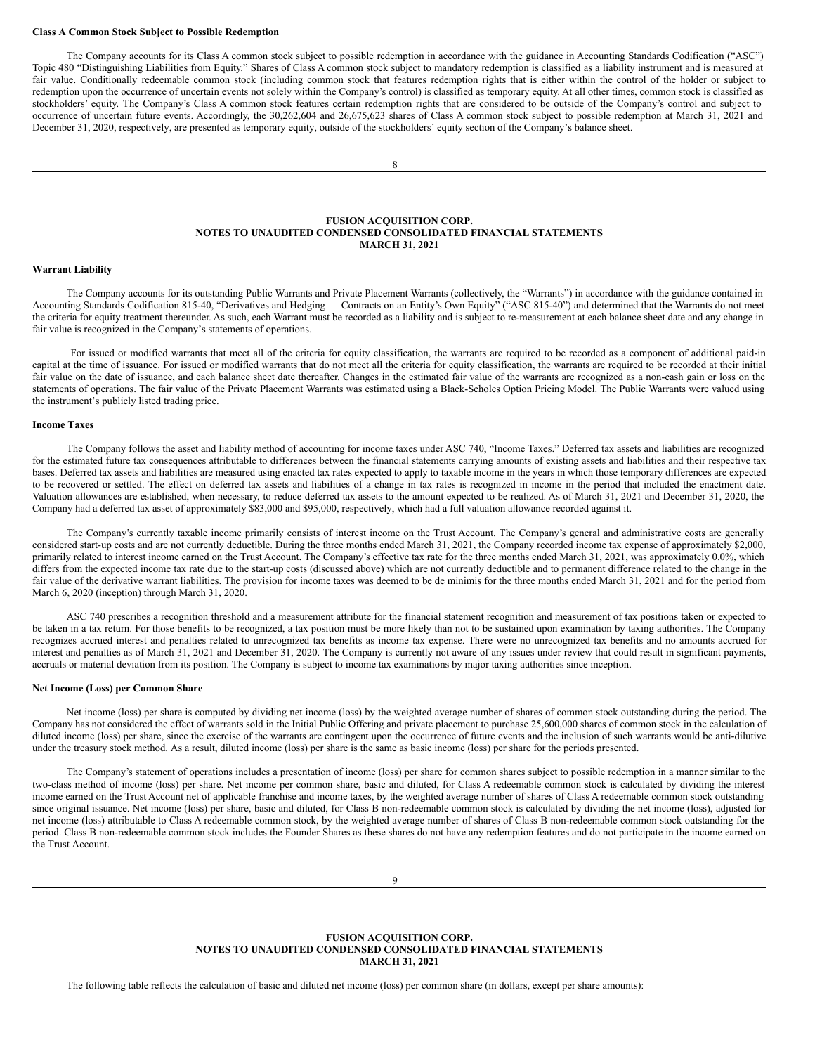**Class A Common Stock Subject to Possible Redemption**

The Company accounts for its Class A common stock subject to possible redemption in accordance with the guidance in Accounting Standards Codification ("ASC") Topic 480 "Distinguishing Liabilities from Equity." Shares of Class A common stock subject to mandatory redemption is classified as a liability instrument and is measured at fair value. Conditionally redeemable common stock (including common stock that features redemption rights that is either within the control of the holder or subject to redemption upon the occurrence of uncertain events not solely within the Company's control) is classified as temporary equity. At all other times, common stock is classified as stockholders' equity. The Company's Class A common stock features certain redemption rights that are considered to be outside of the Company's control and subject to occurrence of uncertain future events. Accordingly, the 30,262,604 and 26,675,623 shares of Class A common stock subject to possible redemption at March 31, 2021 and December 31, 2020, respectively, are presented as temporary equity, outside of the stockholders' equity section of the Company's balance sheet.

**Warrant Liability**

The Company accounts for its outstanding Public Warrants and Private Placement Warrants (collectively, the "Warrants") in accordance with the guidance contained in Accounting Standards Codification 815-40, "Derivatives and Hedging — Contracts on an Entity's Own Equity" ("ASC 815-40") and determined that the Warrants do not meet the criteria for equity treatment thereunder. As such, each Warrant must be recorded as a liability and is subject to re-measurement at each balance sheet date and any change in fair value is recognized in the Company's statements of operations.

For issued or modified warrants that meet all of the criteria for equity classification, the warrants are required to be recorded as a component of additional paid-in capital at the time of issuance. For issued or modified warrants that do not meet all the criteria for equity classification, the warrants are required to be recorded at their initial fair value on the date of issuance, and each balance sheet date thereafter. Changes in the estimated fair value of the warrants are recognized as a non-cash gain or loss on the statements of operations. The fair value of the Private Placement Warrants was estimated using a Black-Scholes Option Pricing Model. The Public Warrants were valued using the instrument's publicly listed trading price.

**Income Taxes**

The Company follows the asset and liability method of accounting for income taxes under ASC 740, "Income Taxes." Deferred tax assets and liabilities are recognized for the estimated future tax consequences attributable to differences between the financial statements carrying amounts of existing assets and liabilities and their respective tax bases. Deferred tax assets and liabilities are measured using enacted tax rates expected to apply to taxable income in the years in which those temporary differences are expected to be recovered or settled. The effect on deferred tax assets and liabilities of a change in tax rates is recognized in income in the period that included the enactment date. Valuation allowances are established, when necessary, to reduce deferred tax assets to the amount expected to be realized. As of March 31, 2021 and December 31, 2020, the Company had a deferred tax asset of approximately $83,000 and $95,000, respectively, which had a full valuation allowance recorded against it.

The Company's currently taxable income primarily consists of interest income on the Trust Account. The Company's general and administrative costs are generally considered start-up costs and are not currently deductible. During the three months ended March 31, 2021, the Company recorded income tax expense of approximately $2,000, primarily related to interest income earned on the Trust Account. The Company's effective tax rate for the three months ended March 31, 2021, was approximately 0.0%, which differs from the expected income tax rate due to the start-up costs (discussed above) which are not currently deductible and to permanent difference related to the change in the fair value of the derivative warrant liabilities. The provision for income taxes was deemed to be de minimis for the three months ended March 31, 2021 and for the period from March 6, 2020 (inception) through March 31, 2020.

ASC 740 prescribes a recognition threshold and a measurement attribute for the financial statement recognition and measurement of tax positions taken or expected to be taken in a tax return. For those benefits to be recognized, a tax position must be more likely than not to be sustained upon examination by taxing authorities. The Company recognizes accrued interest and penalties related to unrecognized tax benefits as income tax expense. There were no unrecognized tax benefits and no amounts accrued for interest and penalties as of March 31, 2021 and December 31, 2020. The Company is currently not aware of any issues under review that could result in significant payments, accruals or material deviation from its position. The Company is subject to income tax examinations by major taxing authorities since inception.

**Net Income (Loss) per Common Share**

Net income (loss) per share is computed by dividing net income (loss) by the weighted average number of shares of common stock outstanding during the period. The Company has not considered the effect of warrants sold in the Initial Public Offering and private placement to purchase 25,600,000 shares of common stock in the calculation of diluted income (loss) per share, since the exercise of the warrants are contingent upon the occurrence of future events and the inclusion of such warrants would be anti-dilutive under the treasury stock method. As a result, diluted income (loss) per share is the same as basic income (loss) per share for the periods presented.

The Company's statement of operations includes a presentation of income (loss) per share for common shares subject to possible redemption in a manner similar to the two-class method of income (loss) per share. Net income per common share, basic and diluted, for Class A redeemable common stock is calculated by dividing the interest income earned on the Trust Account net of applicable franchise and income taxes, by the weighted average number of shares of Class A redeemable common stock outstanding since original issuance. Net income (loss) per share, basic and diluted, for Class B non-redeemable common stock is calculated by dividing the net income (loss), adjusted for net income (loss) attributable to Class A redeemable common stock, by the weighted average number of shares of Class B non-redeemable common stock outstanding for the period. Class B non-redeemable common stock includes the Founder Shares as these shares do not have any redemption features and do not participate in the income earned on the Trust Account.

The following table reflects the calculation of basic and diluted net income (loss) per common share (in dollars, except per share amounts):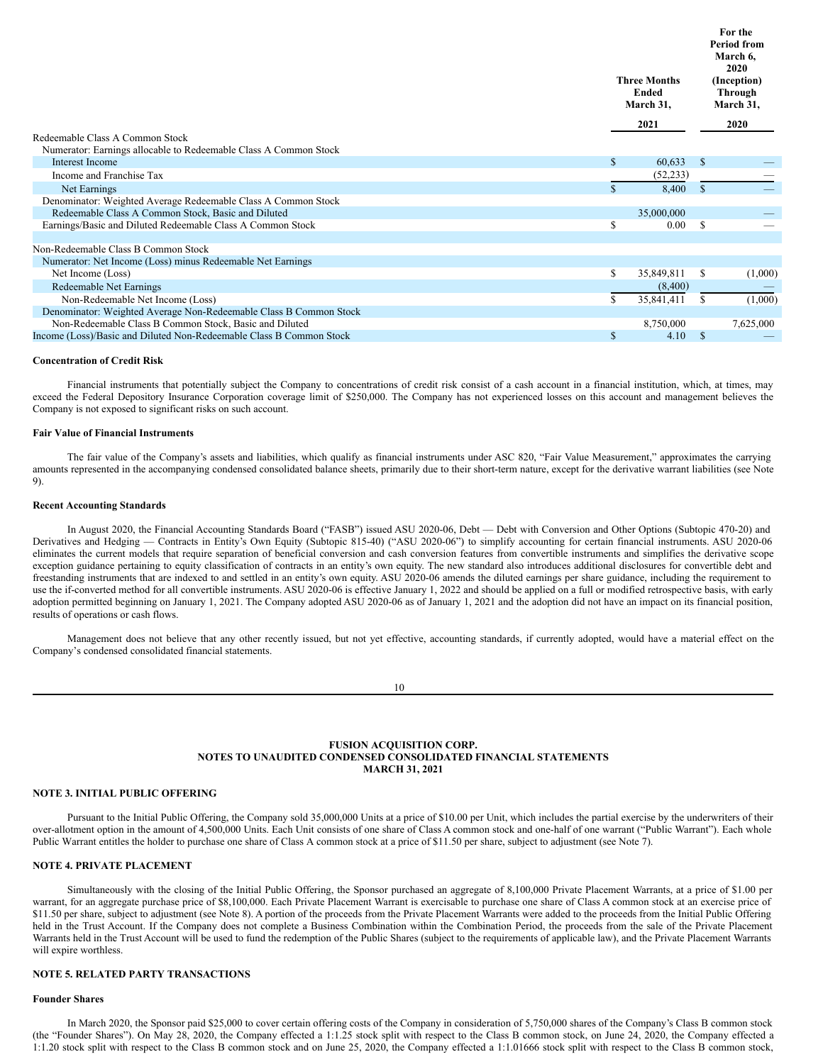| | Three Months Ended March 31, 2021 | For the Period from March 6, 2020 (Inception) Through March 31, 2020 |
|---|---|---|
| Redeemable Class A Common Stock | | |
| Numerator: Earnings allocable to Redeemable Class A Common Stock | | |
| Interest Income | $ 60,633 | $ — |
| Income and Franchise Tax | (52,233) | — |
| Net Earnings | $ 8,400 | $ — |
| Denominator: Weighted Average Redeemable Class A Common Stock | | |
| Redeemable Class A Common Stock, Basic and Diluted | 35,000,000 | — |
| Earnings/Basic and Diluted Redeemable Class A Common Stock | $ 0.00 | $ — |
| | | |
| Non-Redeemable Class B Common Stock | | |
| Numerator: Net Income (Loss) minus Redeemable Net Earnings | | |
| Net Income (Loss) | $ 35,849,811 | $ (1,000) |
| Redeemable Net Earnings | (8,400) | — |
| Non-Redeemable Net Income (Loss) | $ 35,841,411 | $ (1,000) |
| Denominator: Weighted Average Non-Redeemable Class B Common Stock | | |
| Non-Redeemable Class B Common Stock, Basic and Diluted | 8,750,000 | 7,625,000 |
| Income (Loss)/Basic and Diluted Non-Redeemable Class B Common Stock | $ 4.10 | $ — |

**Concentration of Credit Risk**

Financial instruments that potentially subject the Company to concentrations of credit risk consist of a cash account in a financial institution, which, at times, may exceed the Federal Depository Insurance Corporation coverage limit of $250,000. The Company has not experienced losses on this account and management believes the Company is not exposed to significant risks on such account.

**Fair Value of Financial Instruments**

The fair value of the Company's assets and liabilities, which qualify as financial instruments under ASC 820, "Fair Value Measurement," approximates the carrying amounts represented in the accompanying condensed consolidated balance sheets, primarily due to their short-term nature, except for the derivative warrant liabilities (see Note 9).

**Recent Accounting Standards**

In August 2020, the Financial Accounting Standards Board ("FASB") issued ASU 2020-06, Debt — Debt with Conversion and Other Options (Subtopic 470-20) and Derivatives and Hedging — Contracts in Entity's Own Equity (Subtopic 815-40) ("ASU 2020-06") to simplify accounting for certain financial instruments. ASU 2020-06 eliminates the current models that require separation of beneficial conversion and cash conversion features from convertible instruments and simplifies the derivative scope exception guidance pertaining to equity classification of contracts in an entity's own equity. The new standard also introduces additional disclosures for convertible debt and freestanding instruments that are indexed to and settled in an entity's own equity. ASU 2020-06 amends the diluted earnings per share guidance, including the requirement to use the if-converted method for all convertible instruments. ASU 2020-06 is effective January 1, 2022 and should be applied on a full or modified retrospective basis, with early adoption permitted beginning on January 1, 2021. The Company adopted ASU 2020-06 as of January 1, 2021 and the adoption did not have an impact on its financial position, results of operations or cash flows.

Management does not believe that any other recently issued, but not yet effective, accounting standards, if currently adopted, would have a material effect on the Company's condensed consolidated financial statements.

**FUSION ACQUISITION CORP.**
**NOTES TO UNAUDITED CONDENSED CONSOLIDATED FINANCIAL STATEMENTS**
**MARCH 31, 2021**

## NOTE 3. INITIAL PUBLIC OFFERING

Pursuant to the Initial Public Offering, the Company sold 35,000,000 Units at a price of $10.00 per Unit, which includes the partial exercise by the underwriters of their over-allotment option in the amount of 4,500,000 Units. Each Unit consists of one share of Class A common stock and one-half of one warrant ("Public Warrant"). Each whole Public Warrant entitles the holder to purchase one share of Class A common stock at a price of $11.50 per share, subject to adjustment (see Note 7).

## NOTE 4. PRIVATE PLACEMENT

Simultaneously with the closing of the Initial Public Offering, the Sponsor purchased an aggregate of 8,100,000 Private Placement Warrants, at a price of $1.00 per warrant, for an aggregate purchase price of $8,100,000. Each Private Placement Warrant is exercisable to purchase one share of Class A common stock at an exercise price of $11.50 per share, subject to adjustment (see Note 8). A portion of the proceeds from the Private Placement Warrants were added to the proceeds from the Initial Public Offering held in the Trust Account. If the Company does not complete a Business Combination within the Combination Period, the proceeds from the sale of the Private Placement Warrants held in the Trust Account will be used to fund the redemption of the Public Shares (subject to the requirements of applicable law), and the Private Placement Warrants will expire worthless.

## NOTE 5. RELATED PARTY TRANSACTIONS

**Founder Shares**

In March 2020, the Sponsor paid $25,000 to cover certain offering costs of the Company in consideration of 5,750,000 shares of the Company's Class B common stock (the "Founder Shares"). On May 28, 2020, the Company effected a 1:1.25 stock split with respect to the Class B common stock, on June 24, 2020, the Company effected a 1:1.20 stock split with respect to the Class B common stock and on June 25, 2020, the Company effected a 1:1.01666 stock split with respect to the Class B common stock,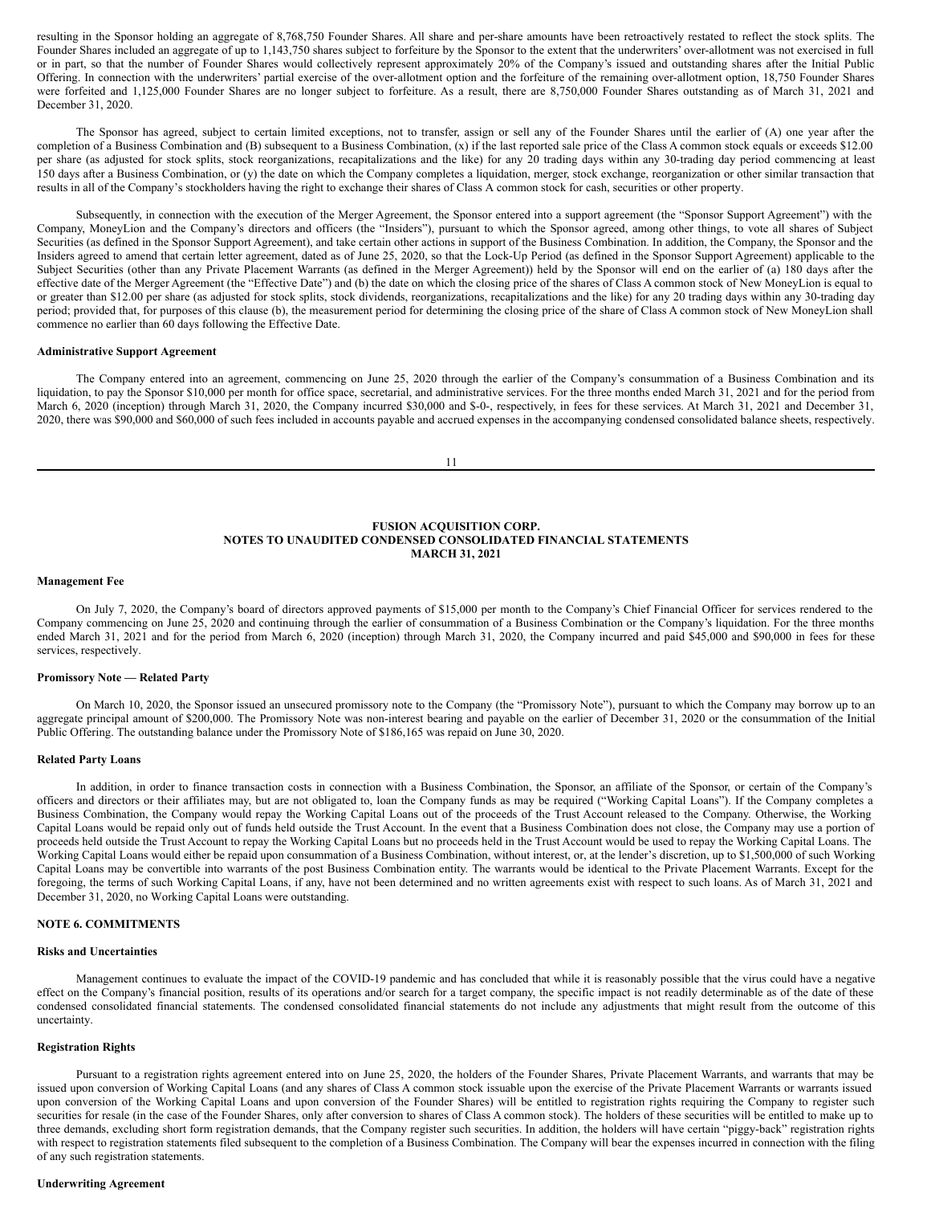resulting in the Sponsor holding an aggregate of 8,768,750 Founder Shares. All share and per-share amounts have been retroactively restated to reflect the stock splits. The Founder Shares included an aggregate of up to 1,143,750 shares subject to forfeiture by the Sponsor to the extent that the underwriters' over-allotment was not exercised in full or in part, so that the number of Founder Shares would collectively represent approximately 20% of the Company's issued and outstanding shares after the Initial Public Offering. In connection with the underwriters' partial exercise of the over-allotment option and the forfeiture of the remaining over-allotment option, 18,750 Founder Shares were forfeited and 1,125,000 Founder Shares are no longer subject to forfeiture. As a result, there are 8,750,000 Founder Shares outstanding as of March 31, 2021 and December 31, 2020.

The Sponsor has agreed, subject to certain limited exceptions, not to transfer, assign or sell any of the Founder Shares until the earlier of (A) one year after the completion of a Business Combination and (B) subsequent to a Business Combination, (x) if the last reported sale price of the Class A common stock equals or exceeds $12.00 per share (as adjusted for stock splits, stock reorganizations, recapitalizations and the like) for any 20 trading days within any 30-trading day period commencing at least 150 days after a Business Combination, or (y) the date on which the Company completes a liquidation, merger, stock exchange, reorganization or other similar transaction that results in all of the Company's stockholders having the right to exchange their shares of Class A common stock for cash, securities or other property.

Subsequently, in connection with the execution of the Merger Agreement, the Sponsor entered into a support agreement (the "Sponsor Support Agreement") with the Company, MoneyLion and the Company's directors and officers (the "Insiders"), pursuant to which the Sponsor agreed, among other things, to vote all shares of Subject Securities (as defined in the Sponsor Support Agreement), and take certain other actions in support of the Business Combination. In addition, the Company, the Sponsor and the Insiders agreed to amend that certain letter agreement, dated as of June 25, 2020, so that the Lock-Up Period (as defined in the Sponsor Support Agreement) applicable to the Subject Securities (other than any Private Placement Warrants (as defined in the Merger Agreement)) held by the Sponsor will end on the earlier of (a) 180 days after the effective date of the Merger Agreement (the "Effective Date") and (b) the date on which the closing price of the shares of Class A common stock of New MoneyLion is equal to or greater than $12.00 per share (as adjusted for stock splits, stock dividends, reorganizations, recapitalizations and the like) for any 20 trading days within any 30-trading day period; provided that, for purposes of this clause (b), the measurement period for determining the closing price of the share of Class A common stock of New MoneyLion shall commence no earlier than 60 days following the Effective Date.

**Administrative Support Agreement**

The Company entered into an agreement, commencing on June 25, 2020 through the earlier of the Company's consummation of a Business Combination and its liquidation, to pay the Sponsor $10,000 per month for office space, secretarial, and administrative services. For the three months ended March 31, 2021 and for the period from March 6, 2020 (inception) through March 31, 2020, the Company incurred $30,000 and $-0-, respectively, in fees for these services. At March 31, 2021 and December 31, 2020, there was $90,000 and $60,000 of such fees included in accounts payable and accrued expenses in the accompanying condensed consolidated balance sheets, respectively.

**FUSION ACQUISITION CORP.**
**NOTES TO UNAUDITED CONDENSED CONSOLIDATED FINANCIAL STATEMENTS**
**MARCH 31, 2021**

**Management Fee**

On July 7, 2020, the Company's board of directors approved payments of $15,000 per month to the Company's Chief Financial Officer for services rendered to the Company commencing on June 25, 2020 and continuing through the earlier of consummation of a Business Combination or the Company's liquidation. For the three months ended March 31, 2021 and for the period from March 6, 2020 (inception) through March 31, 2020, the Company incurred and paid $45,000 and $90,000 in fees for these services, respectively.

**Promissory Note — Related Party**

On March 10, 2020, the Sponsor issued an unsecured promissory note to the Company (the "Promissory Note"), pursuant to which the Company may borrow up to an aggregate principal amount of $200,000. The Promissory Note was non-interest bearing and payable on the earlier of December 31, 2020 or the consummation of the Initial Public Offering. The outstanding balance under the Promissory Note of $186,165 was repaid on June 30, 2020.

**Related Party Loans**

In addition, in order to finance transaction costs in connection with a Business Combination, the Sponsor, an affiliate of the Sponsor, or certain of the Company's officers and directors or their affiliates may, but are not obligated to, loan the Company funds as may be required ("Working Capital Loans"). If the Company completes a Business Combination, the Company would repay the Working Capital Loans out of the proceeds of the Trust Account released to the Company. Otherwise, the Working Capital Loans would be repaid only out of funds held outside the Trust Account. In the event that a Business Combination does not close, the Company may use a portion of proceeds held outside the Trust Account to repay the Working Capital Loans but no proceeds held in the Trust Account would be used to repay the Working Capital Loans. The Working Capital Loans would either be repaid upon consummation of a Business Combination, without interest, or, at the lender's discretion, up to $1,500,000 of such Working Capital Loans may be convertible into warrants of the post Business Combination entity. The warrants would be identical to the Private Placement Warrants. Except for the foregoing, the terms of such Working Capital Loans, if any, have not been determined and no written agreements exist with respect to such loans. As of March 31, 2021 and December 31, 2020, no Working Capital Loans were outstanding.

**NOTE 6. COMMITMENTS**

**Risks and Uncertainties**

Management continues to evaluate the impact of the COVID-19 pandemic and has concluded that while it is reasonably possible that the virus could have a negative effect on the Company's financial position, results of its operations and/or search for a target company, the specific impact is not readily determinable as of the date of these condensed consolidated financial statements. The condensed consolidated financial statements do not include any adjustments that might result from the outcome of this uncertainty.

**Registration Rights**

Pursuant to a registration rights agreement entered into on June 25, 2020, the holders of the Founder Shares, Private Placement Warrants, and warrants that may be issued upon conversion of Working Capital Loans (and any shares of Class A common stock issuable upon the exercise of the Private Placement Warrants or warrants issued upon conversion of the Working Capital Loans and upon conversion of the Founder Shares) will be entitled to registration rights requiring the Company to register such securities for resale (in the case of the Founder Shares, only after conversion to shares of Class A common stock). The holders of these securities will be entitled to make up to three demands, excluding short form registration demands, that the Company register such securities. In addition, the holders will have certain "piggy-back" registration rights with respect to registration statements filed subsequent to the completion of a Business Combination. The Company will bear the expenses incurred in connection with the filing of any such registration statements.

**Underwriting Agreement**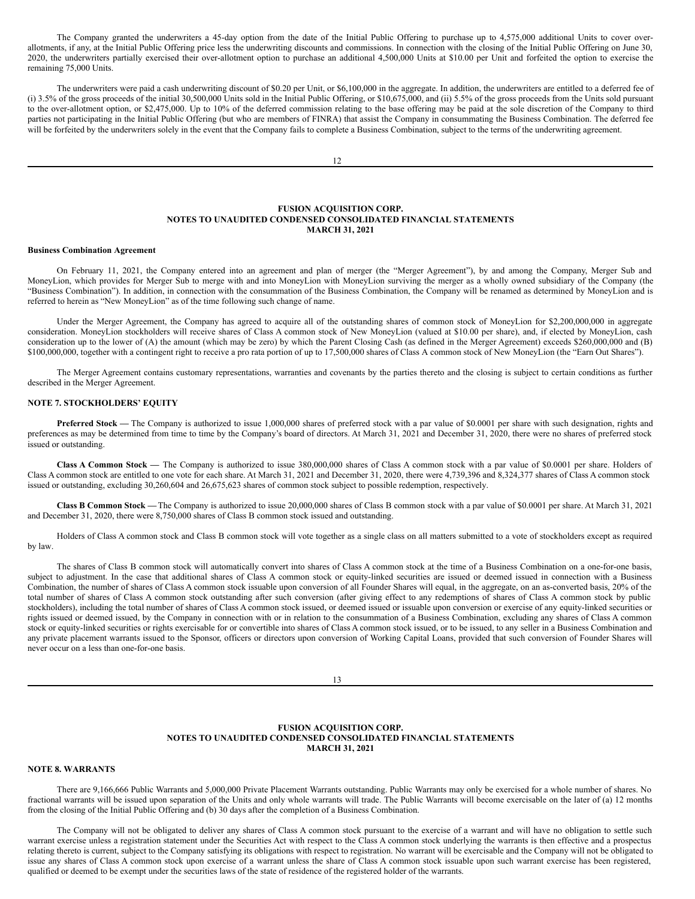The Company granted the underwriters a 45-day option from the date of the Initial Public Offering to purchase up to 4,575,000 additional Units to cover over-allotments, if any, at the Initial Public Offering price less the underwriting discounts and commissions. In connection with the closing of the Initial Public Offering on June 30, 2020, the underwriters partially exercised their over-allotment option to purchase an additional 4,500,000 Units at $10.00 per Unit and forfeited the option to exercise the remaining 75,000 Units.

The underwriters were paid a cash underwriting discount of $0.20 per Unit, or $6,100,000 in the aggregate. In addition, the underwriters are entitled to a deferred fee of (i) 3.5% of the gross proceeds of the initial 30,500,000 Units sold in the Initial Public Offering, or $10,675,000, and (ii) 5.5% of the gross proceeds from the Units sold pursuant to the over-allotment option, or $2,475,000. Up to 10% of the deferred commission relating to the base offering may be paid at the sole discretion of the Company to third parties not participating in the Initial Public Offering (but who are members of FINRA) that assist the Company in consummating the Business Combination. The deferred fee will be forfeited by the underwriters solely in the event that the Company fails to complete a Business Combination, subject to the terms of the underwriting agreement.

**FUSION ACQUISITION CORP.**
**NOTES TO UNAUDITED CONDENSED CONSOLIDATED FINANCIAL STATEMENTS**
**MARCH 31, 2021**

**Business Combination Agreement**

On February 11, 2021, the Company entered into an agreement and plan of merger (the "Merger Agreement"), by and among the Company, Merger Sub and MoneyLion, which provides for Merger Sub to merge with and into MoneyLion with MoneyLion surviving the merger as a wholly owned subsidiary of the Company (the "Business Combination"). In addition, in connection with the consummation of the Business Combination, the Company will be renamed as determined by MoneyLion and is referred to herein as "New MoneyLion" as of the time following such change of name.

Under the Merger Agreement, the Company has agreed to acquire all of the outstanding shares of common stock of MoneyLion for $2,200,000,000 in aggregate consideration. MoneyLion stockholders will receive shares of Class A common stock of New MoneyLion (valued at $10.00 per share), and, if elected by MoneyLion, cash consideration up to the lower of (A) the amount (which may be zero) by which the Parent Closing Cash (as defined in the Merger Agreement) exceeds $260,000,000 and (B) $100,000,000, together with a contingent right to receive a pro rata portion of up to 17,500,000 shares of Class A common stock of New MoneyLion (the "Earn Out Shares").

The Merger Agreement contains customary representations, warranties and covenants by the parties thereto and the closing is subject to certain conditions as further described in the Merger Agreement.

## NOTE 7. STOCKHOLDERS' EQUITY

**Preferred Stock —** The Company is authorized to issue 1,000,000 shares of preferred stock with a par value of $0.0001 per share with such designation, rights and preferences as may be determined from time to time by the Company's board of directors. At March 31, 2021 and December 31, 2020, there were no shares of preferred stock issued or outstanding.

**Class A Common Stock —** The Company is authorized to issue 380,000,000 shares of Class A common stock with a par value of $0.0001 per share. Holders of Class A common stock are entitled to one vote for each share. At March 31, 2021 and December 31, 2020, there were 4,739,396 and 8,324,377 shares of Class A common stock issued or outstanding, excluding 30,260,604 and 26,675,623 shares of common stock subject to possible redemption, respectively.

**Class B Common Stock —** The Company is authorized to issue 20,000,000 shares of Class B common stock with a par value of $0.0001 per share. At March 31, 2021 and December 31, 2020, there were 8,750,000 shares of Class B common stock issued and outstanding.

Holders of Class A common stock and Class B common stock will vote together as a single class on all matters submitted to a vote of stockholders except as required by law.

The shares of Class B common stock will automatically convert into shares of Class A common stock at the time of a Business Combination on a one-for-one basis, subject to adjustment. In the case that additional shares of Class A common stock or equity-linked securities are issued or deemed issued in connection with a Business Combination, the number of shares of Class A common stock issuable upon conversion of all Founder Shares will equal, in the aggregate, on an as-converted basis, 20% of the total number of shares of Class A common stock outstanding after such conversion (after giving effect to any redemptions of shares of Class A common stock by public stockholders), including the total number of shares of Class A common stock issued, or deemed issued or issuable upon conversion or exercise of any equity-linked securities or rights issued or deemed issued, by the Company in connection with or in relation to the consummation of a Business Combination, excluding any shares of Class A common stock or equity-linked securities or rights exercisable for or convertible into shares of Class A common stock issued, or to be issued, to any seller in a Business Combination and any private placement warrants issued to the Sponsor, officers or directors upon conversion of Working Capital Loans, provided that such conversion of Founder Shares will never occur on a less than one-for-one basis.

**FUSION ACQUISITION CORP.**
**NOTES TO UNAUDITED CONDENSED CONSOLIDATED FINANCIAL STATEMENTS**
**MARCH 31, 2021**

## NOTE 8. WARRANTS

There are 9,166,666 Public Warrants and 5,000,000 Private Placement Warrants outstanding. Public Warrants may only be exercised for a whole number of shares. No fractional warrants will be issued upon separation of the Units and only whole warrants will trade. The Public Warrants will become exercisable on the later of (a) 12 months from the closing of the Initial Public Offering and (b) 30 days after the completion of a Business Combination.

The Company will not be obligated to deliver any shares of Class A common stock pursuant to the exercise of a warrant and will have no obligation to settle such warrant exercise unless a registration statement under the Securities Act with respect to the Class A common stock underlying the warrants is then effective and a prospectus relating thereto is current, subject to the Company satisfying its obligations with respect to registration. No warrant will be exercisable and the Company will not be obligated to issue any shares of Class A common stock upon exercise of a warrant unless the share of Class A common stock issuable upon such warrant exercise has been registered, qualified or deemed to be exempt under the securities laws of the state of residence of the registered holder of the warrants.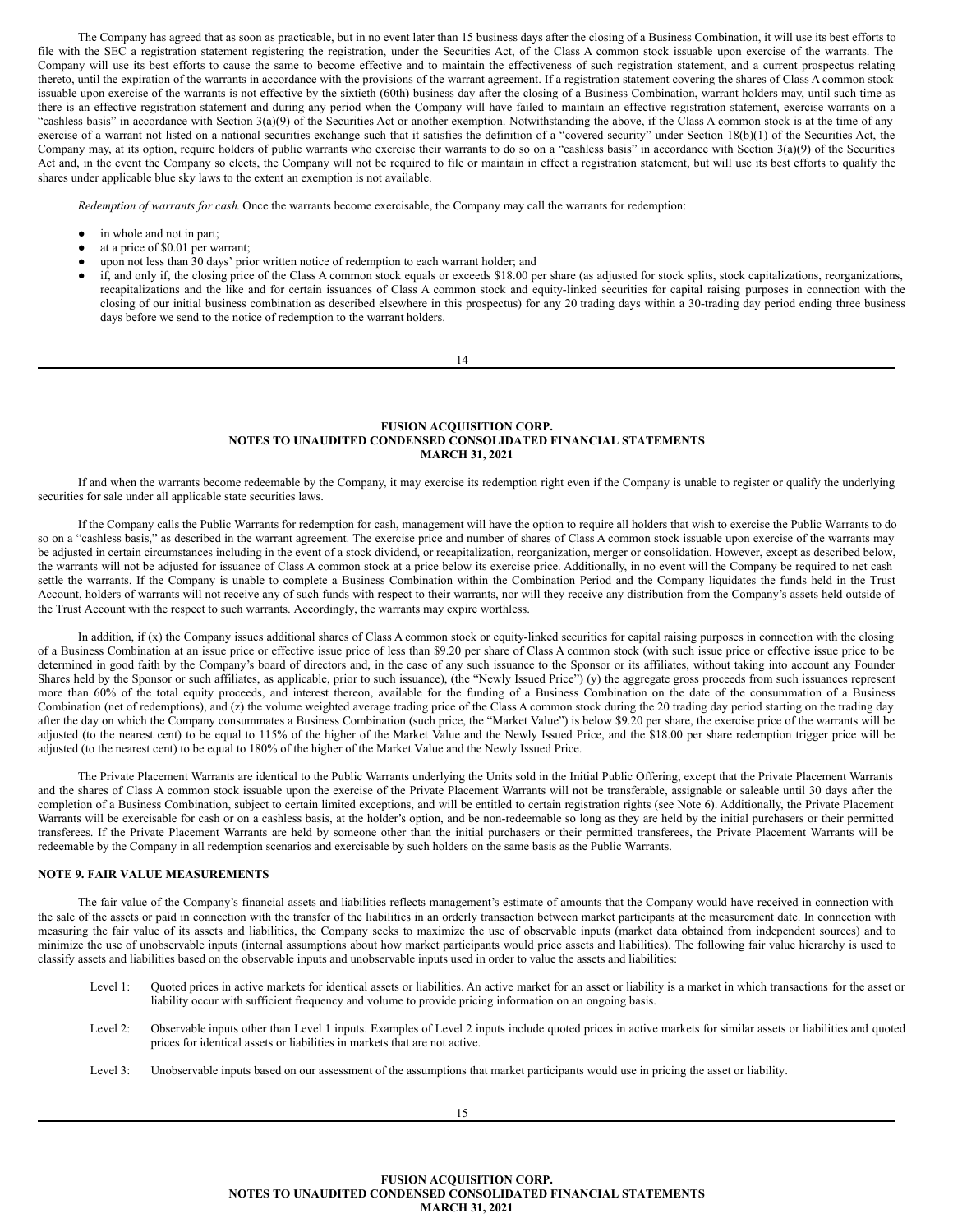The Company has agreed that as soon as practicable, but in no event later than 15 business days after the closing of a Business Combination, it will use its best efforts to file with the SEC a registration statement registering the registration, under the Securities Act, of the Class A common stock issuable upon exercise of the warrants. The Company will use its best efforts to cause the same to become effective and to maintain the effectiveness of such registration statement, and a current prospectus relating thereto, until the expiration of the warrants in accordance with the provisions of the warrant agreement. If a registration statement covering the shares of Class A common stock issuable upon exercise of the warrants is not effective by the sixtieth (60th) business day after the closing of a Business Combination, warrant holders may, until such time as there is an effective registration statement and during any period when the Company will have failed to maintain an effective registration statement, exercise warrants on a "cashless basis" in accordance with Section 3(a)(9) of the Securities Act or another exemption. Notwithstanding the above, if the Class A common stock is at the time of any exercise of a warrant not listed on a national securities exchange such that it satisfies the definition of a "covered security" under Section 18(b)(1) of the Securities Act, the Company may, at its option, require holders of public warrants who exercise their warrants to do so on a "cashless basis" in accordance with Section 3(a)(9) of the Securities Act and, in the event the Company so elects, the Company will not be required to file or maintain in effect a registration statement, but will use its best efforts to qualify the shares under applicable blue sky laws to the extent an exemption is not available.

*Redemption of warrants for cash.* Once the warrants become exercisable, the Company may call the warrants for redemption:

- in whole and not in part;
- at a price of $0.01 per warrant;
- upon not less than 30 days' prior written notice of redemption to each warrant holder; and
- if, and only if, the closing price of the Class A common stock equals or exceeds $18.00 per share (as adjusted for stock splits, stock capitalizations, reorganizations, recapitalizations and the like and for certain issuances of Class A common stock and equity-linked securities for capital raising purposes in connection with the closing of our initial business combination as described elsewhere in this prospectus) for any 20 trading days within a 30-trading day period ending three business days before we send to the notice of redemption to the warrant holders.

If and when the warrants become redeemable by the Company, it may exercise its redemption right even if the Company is unable to register or qualify the underlying securities for sale under all applicable state securities laws.

If the Company calls the Public Warrants for redemption for cash, management will have the option to require all holders that wish to exercise the Public Warrants to do so on a "cashless basis," as described in the warrant agreement. The exercise price and number of shares of Class A common stock issuable upon exercise of the warrants may be adjusted in certain circumstances including in the event of a stock dividend, or recapitalization, reorganization, merger or consolidation. However, except as described below, the warrants will not be adjusted for issuance of Class A common stock at a price below its exercise price. Additionally, in no event will the Company be required to net cash settle the warrants. If the Company is unable to complete a Business Combination within the Combination Period and the Company liquidates the funds held in the Trust Account, holders of warrants will not receive any of such funds with respect to their warrants, nor will they receive any distribution from the Company's assets held outside of the Trust Account with the respect to such warrants. Accordingly, the warrants may expire worthless.

In addition, if (x) the Company issues additional shares of Class A common stock or equity-linked securities for capital raising purposes in connection with the closing of a Business Combination at an issue price or effective issue price of less than $9.20 per share of Class A common stock (with such issue price or effective issue price to be determined in good faith by the Company's board of directors and, in the case of any such issuance to the Sponsor or its affiliates, without taking into account any Founder Shares held by the Sponsor or such affiliates, as applicable, prior to such issuance), (the "Newly Issued Price") (y) the aggregate gross proceeds from such issuances represent more than 60% of the total equity proceeds, and interest thereon, available for the funding of a Business Combination on the date of the consummation of a Business Combination (net of redemptions), and (z) the volume weighted average trading price of the Class A common stock during the 20 trading day period starting on the trading day after the day on which the Company consummates a Business Combination (such price, the "Market Value") is below $9.20 per share, the exercise price of the warrants will be adjusted (to the nearest cent) to be equal to 115% of the higher of the Market Value and the Newly Issued Price, and the $18.00 per share redemption trigger price will be adjusted (to the nearest cent) to be equal to 180% of the higher of the Market Value and the Newly Issued Price.

The Private Placement Warrants are identical to the Public Warrants underlying the Units sold in the Initial Public Offering, except that the Private Placement Warrants and the shares of Class A common stock issuable upon the exercise of the Private Placement Warrants will not be transferable, assignable or saleable until 30 days after the completion of a Business Combination, subject to certain limited exceptions, and will be entitled to certain registration rights (see Note 6). Additionally, the Private Placement Warrants will be exercisable for cash or on a cashless basis, at the holder's option, and be non-redeemable so long as they are held by the initial purchasers or their permitted transferees. If the Private Placement Warrants are held by someone other than the initial purchasers or their permitted transferees, the Private Placement Warrants will be redeemable by the Company in all redemption scenarios and exercisable by such holders on the same basis as the Public Warrants.

## NOTE 9. FAIR VALUE MEASUREMENTS

The fair value of the Company's financial assets and liabilities reflects management's estimate of amounts that the Company would have received in connection with the sale of the assets or paid in connection with the transfer of the liabilities in an orderly transaction between market participants at the measurement date. In connection with measuring the fair value of its assets and liabilities, the Company seeks to maximize the use of observable inputs (market data obtained from independent sources) and to minimize the use of unobservable inputs (internal assumptions about how market participants would price assets and liabilities). The following fair value hierarchy is used to classify assets and liabilities based on the observable inputs and unobservable inputs used in order to value the assets and liabilities:

- Level 1: Quoted prices in active markets for identical assets or liabilities. An active market for an asset or liability is a market in which transactions for the asset or liability occur with sufficient frequency and volume to provide pricing information on an ongoing basis.
- Level 2: Observable inputs other than Level 1 inputs. Examples of Level 2 inputs include quoted prices in active markets for similar assets or liabilities and quoted prices for identical assets or liabilities in markets that are not active.
- Level 3: Unobservable inputs based on our assessment of the assumptions that market participants would use in pricing the asset or liability.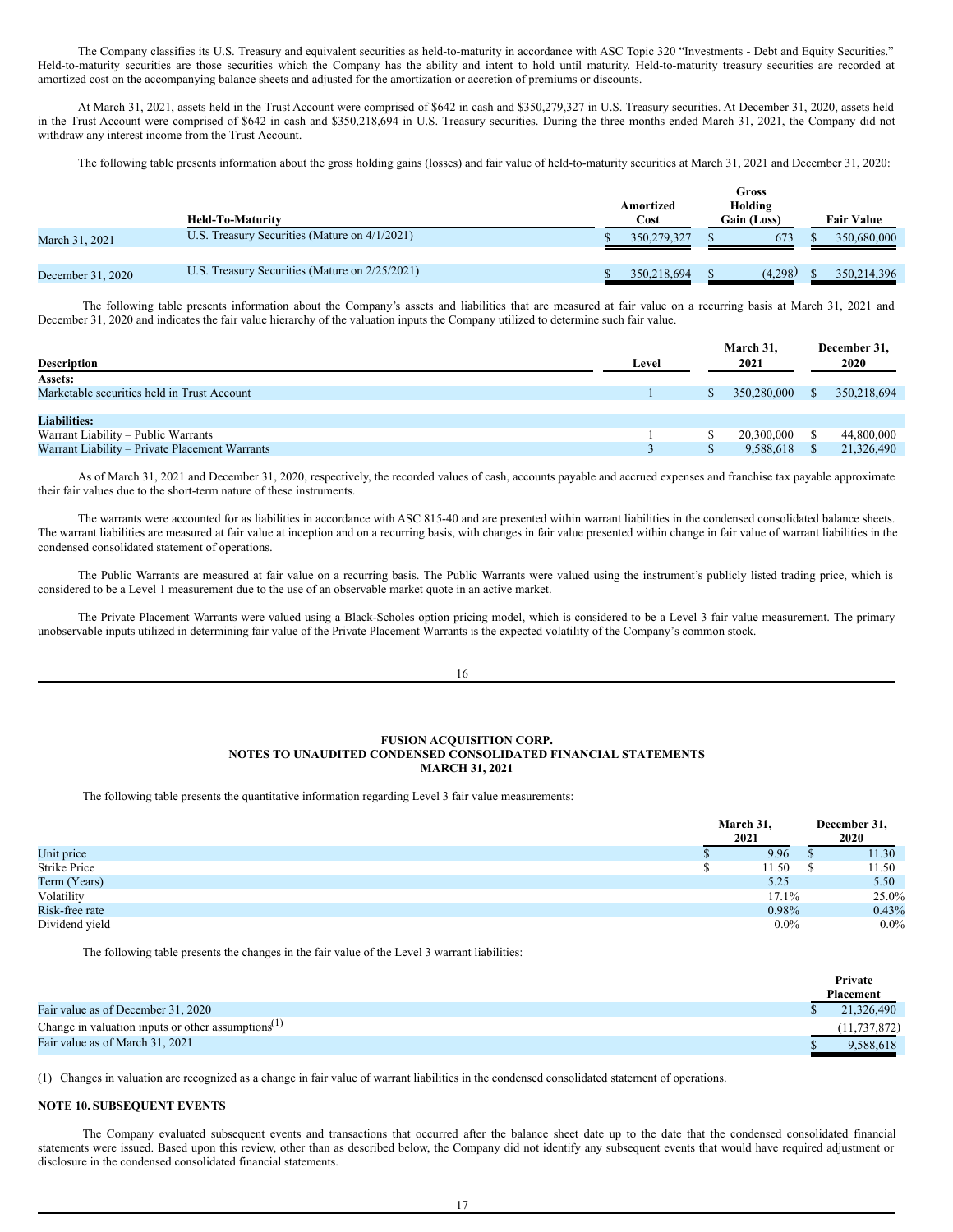The Company classifies its U.S. Treasury and equivalent securities as held-to-maturity in accordance with ASC Topic 320 "Investments - Debt and Equity Securities." Held-to-maturity securities are those securities which the Company has the ability and intent to hold until maturity. Held-to-maturity treasury securities are recorded at amortized cost on the accompanying balance sheets and adjusted for the amortization or accretion of premiums or discounts.

At March 31, 2021, assets held in the Trust Account were comprised of $642 in cash and $350,279,327 in U.S. Treasury securities. At December 31, 2020, assets held in the Trust Account were comprised of $642 in cash and $350,218,694 in U.S. Treasury securities. During the three months ended March 31, 2021, the Company did not withdraw any interest income from the Trust Account.

The following table presents information about the gross holding gains (losses) and fair value of held-to-maturity securities at March 31, 2021 and December 31, 2020:

| | Held-To-Maturity | Amortized Cost | Gross Holding Gain (Loss) | Fair Value |
|---|---|---|---|---|
| March 31, 2021 | U.S. Treasury Securities (Mature on 4/1/2021) | $ 350,279,327 | $ 673 | $ 350,680,000 |
| December 31, 2020 | U.S. Treasury Securities (Mature on 2/25/2021) | $ 350,218,694 | $ (4,298) | $ 350,214,396 |

The following table presents information about the Company's assets and liabilities that are measured at fair value on a recurring basis at March 31, 2021 and December 31, 2020 and indicates the fair value hierarchy of the valuation inputs the Company utilized to determine such fair value.

| Description | Level | March 31, 2021 | December 31, 2020 |
|---|---|---|---|
| **Assets:** | | | |
| Marketable securities held in Trust Account | 1 | $ 350,280,000 | $ 350,218,694 |
| **Liabilities:** | | | |
| Warrant Liability – Public Warrants | 1 | $ 20,300,000 | $ 44,800,000 |
| Warrant Liability – Private Placement Warrants | 3 | $ 9,588,618 | $ 21,326,490 |

As of March 31, 2021 and December 31, 2020, respectively, the recorded values of cash, accounts payable and accrued expenses and franchise tax payable approximate their fair values due to the short-term nature of these instruments.

The warrants were accounted for as liabilities in accordance with ASC 815-40 and are presented within warrant liabilities in the condensed consolidated balance sheets. The warrant liabilities are measured at fair value at inception and on a recurring basis, with changes in fair value presented within change in fair value of warrant liabilities in the condensed consolidated statement of operations.

The Public Warrants are measured at fair value on a recurring basis. The Public Warrants were valued using the instrument's publicly listed trading price, which is considered to be a Level 1 measurement due to the use of an observable market quote in an active market.

The Private Placement Warrants were valued using a Black-Scholes option pricing model, which is considered to be a Level 3 fair value measurement. The primary unobservable inputs utilized in determining fair value of the Private Placement Warrants is the expected volatility of the Company's common stock.

**FUSION ACQUISITION CORP.**
**NOTES TO UNAUDITED CONDENSED CONSOLIDATED FINANCIAL STATEMENTS**
**MARCH 31, 2021**

The following table presents the quantitative information regarding Level 3 fair value measurements:

| | March 31, 2021 | December 31, 2020 |
|---|---|---|
| Unit price | $ 9.96 | $ 11.30 |
| Strike Price | $ 11.50 | $ 11.50 |
| Term (Years) | 5.25 | 5.50 |
| Volatility | 17.1% | 25.0% |
| Risk-free rate | 0.98% | 0.43% |
| Dividend yield | 0.0% | 0.0% |

The following table presents the changes in the fair value of the Level 3 warrant liabilities:

| | Private Placement |
|---|---|
| Fair value as of December 31, 2020 | $ 21,326,490 |
| Change in valuation inputs or other assumptions[(1)] | (11,737,872) |
| Fair value as of March 31, 2021 | $ 9,588,618 |

(1) Changes in valuation are recognized as a change in fair value of warrant liabilities in the condensed consolidated statement of operations.

## NOTE 10. SUBSEQUENT EVENTS

The Company evaluated subsequent events and transactions that occurred after the balance sheet date up to the date that the condensed consolidated financial statements were issued. Based upon this review, other than as described below, the Company did not identify any subsequent events that would have required adjustment or disclosure in the condensed consolidated financial statements.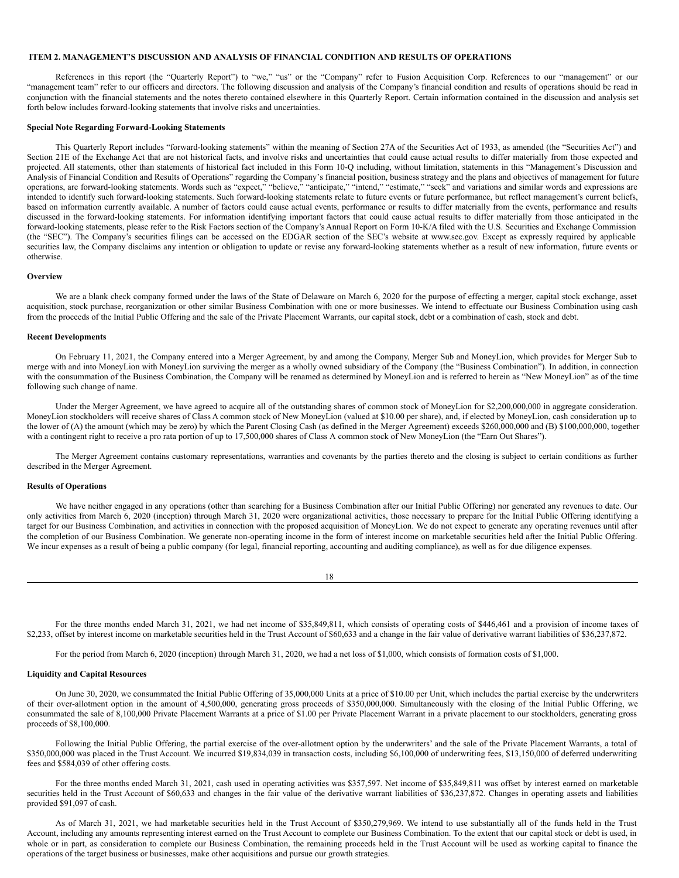## ITEM 2. MANAGEMENT'S DISCUSSION AND ANALYSIS OF FINANCIAL CONDITION AND RESULTS OF OPERATIONS

References in this report (the "Quarterly Report") to "we," "us" or the "Company" refer to Fusion Acquisition Corp. References to our "management" or our "management team" refer to our officers and directors. The following discussion and analysis of the Company's financial condition and results of operations should be read in conjunction with the financial statements and the notes thereto contained elsewhere in this Quarterly Report. Certain information contained in the discussion and analysis set forth below includes forward-looking statements that involve risks and uncertainties.

**Special Note Regarding Forward-Looking Statements**

This Quarterly Report includes "forward-looking statements" within the meaning of Section 27A of the Securities Act of 1933, as amended (the "Securities Act") and Section 21E of the Exchange Act that are not historical facts, and involve risks and uncertainties that could cause actual results to differ materially from those expected and projected. All statements, other than statements of historical fact included in this Form 10-Q including, without limitation, statements in this "Management's Discussion and Analysis of Financial Condition and Results of Operations" regarding the Company's financial position, business strategy and the plans and objectives of management for future operations, are forward-looking statements. Words such as "expect," "believe," "anticipate," "intend," "estimate," "seek" and variations and similar words and expressions are intended to identify such forward-looking statements. Such forward-looking statements relate to future events or future performance, but reflect management's current beliefs, based on information currently available. A number of factors could cause actual events, performance or results to differ materially from the events, performance and results discussed in the forward-looking statements. For information identifying important factors that could cause actual results to differ materially from those anticipated in the forward-looking statements, please refer to the Risk Factors section of the Company's Annual Report on Form 10-K/A filed with the U.S. Securities and Exchange Commission (the "SEC"). The Company's securities filings can be accessed on the EDGAR section of the SEC's website at www.sec.gov. Except as expressly required by applicable securities law, the Company disclaims any intention or obligation to update or revise any forward-looking statements whether as a result of new information, future events or otherwise.

**Overview**

We are a blank check company formed under the laws of the State of Delaware on March 6, 2020 for the purpose of effecting a merger, capital stock exchange, asset acquisition, stock purchase, reorganization or other similar Business Combination with one or more businesses. We intend to effectuate our Business Combination using cash from the proceeds of the Initial Public Offering and the sale of the Private Placement Warrants, our capital stock, debt or a combination of cash, stock and debt.

**Recent Developments**

On February 11, 2021, the Company entered into a Merger Agreement, by and among the Company, Merger Sub and MoneyLion, which provides for Merger Sub to merge with and into MoneyLion with MoneyLion surviving the merger as a wholly owned subsidiary of the Company (the "Business Combination"). In addition, in connection with the consummation of the Business Combination, the Company will be renamed as determined by MoneyLion and is referred to herein as "New MoneyLion" as of the time following such change of name.

Under the Merger Agreement, we have agreed to acquire all of the outstanding shares of common stock of MoneyLion for $2,200,000,000 in aggregate consideration. MoneyLion stockholders will receive shares of Class A common stock of New MoneyLion (valued at $10.00 per share), and, if elected by MoneyLion, cash consideration up to the lower of (A) the amount (which may be zero) by which the Parent Closing Cash (as defined in the Merger Agreement) exceeds $260,000,000 and (B) $100,000,000, together with a contingent right to receive a pro rata portion of up to 17,500,000 shares of Class A common stock of New MoneyLion (the "Earn Out Shares").

The Merger Agreement contains customary representations, warranties and covenants by the parties thereto and the closing is subject to certain conditions as further described in the Merger Agreement.

**Results of Operations**

We have neither engaged in any operations (other than searching for a Business Combination after our Initial Public Offering) nor generated any revenues to date. Our only activities from March 6, 2020 (inception) through March 31, 2020 were organizational activities, those necessary to prepare for the Initial Public Offering identifying a target for our Business Combination, and activities in connection with the proposed acquisition of MoneyLion. We do not expect to generate any operating revenues until after the completion of our Business Combination. We generate non-operating income in the form of interest income on marketable securities held after the Initial Public Offering. We incur expenses as a result of being a public company (for legal, financial reporting, accounting and auditing compliance), as well as for due diligence expenses.

For the three months ended March 31, 2021, we had net income of $35,849,811, which consists of operating costs of $446,461 and a provision of income taxes of $2,233, offset by interest income on marketable securities held in the Trust Account of $60,633 and a change in the fair value of derivative warrant liabilities of $36,237,872.

For the period from March 6, 2020 (inception) through March 31, 2020, we had a net loss of $1,000, which consists of formation costs of $1,000.

**Liquidity and Capital Resources**

On June 30, 2020, we consummated the Initial Public Offering of 35,000,000 Units at a price of $10.00 per Unit, which includes the partial exercise by the underwriters of their over-allotment option in the amount of 4,500,000, generating gross proceeds of $350,000,000. Simultaneously with the closing of the Initial Public Offering, we consummated the sale of 8,100,000 Private Placement Warrants at a price of $1.00 per Private Placement Warrant in a private placement to our stockholders, generating gross proceeds of $8,100,000.

Following the Initial Public Offering, the partial exercise of the over-allotment option by the underwriters' and the sale of the Private Placement Warrants, a total of $350,000,000 was placed in the Trust Account. We incurred $19,834,039 in transaction costs, including $6,100,000 of underwriting fees, $13,150,000 of deferred underwriting fees and $584,039 of other offering costs.

For the three months ended March 31, 2021, cash used in operating activities was $357,597. Net income of $35,849,811 was offset by interest earned on marketable securities held in the Trust Account of $60,633 and changes in the fair value of the derivative warrant liabilities of $36,237,872. Changes in operating assets and liabilities provided $91,097 of cash.

As of March 31, 2021, we had marketable securities held in the Trust Account of $350,279,969. We intend to use substantially all of the funds held in the Trust Account, including any amounts representing interest earned on the Trust Account to complete our Business Combination. To the extent that our capital stock or debt is used, in whole or in part, as consideration to complete our Business Combination, the remaining proceeds held in the Trust Account will be used as working capital to finance the operations of the target business or businesses, make other acquisitions and pursue our growth strategies.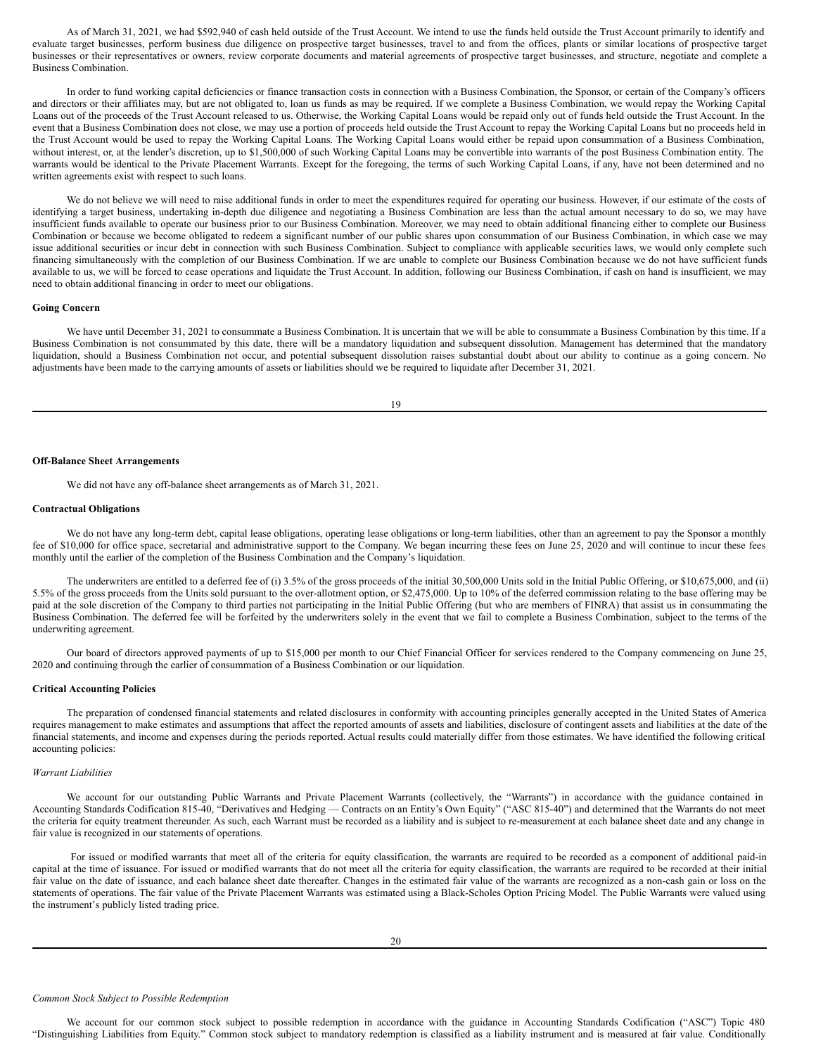As of March 31, 2021, we had $592,940 of cash held outside of the Trust Account. We intend to use the funds held outside the Trust Account primarily to identify and evaluate target businesses, perform business due diligence on prospective target businesses, travel to and from the offices, plants or similar locations of prospective target businesses or their representatives or owners, review corporate documents and material agreements of prospective target businesses, and structure, negotiate and complete a Business Combination.

In order to fund working capital deficiencies or finance transaction costs in connection with a Business Combination, the Sponsor, or certain of the Company's officers and directors or their affiliates may, but are not obligated to, loan us funds as may be required. If we complete a Business Combination, we would repay the Working Capital Loans out of the proceeds of the Trust Account released to us. Otherwise, the Working Capital Loans would be repaid only out of funds held outside the Trust Account. In the event that a Business Combination does not close, we may use a portion of proceeds held outside the Trust Account to repay the Working Capital Loans but no proceeds held in the Trust Account would be used to repay the Working Capital Loans. The Working Capital Loans would either be repaid upon consummation of a Business Combination, without interest, or, at the lender's discretion, up to $1,500,000 of such Working Capital Loans may be convertible into warrants of the post Business Combination entity. The warrants would be identical to the Private Placement Warrants. Except for the foregoing, the terms of such Working Capital Loans, if any, have not been determined and no written agreements exist with respect to such loans.

We do not believe we will need to raise additional funds in order to meet the expenditures required for operating our business. However, if our estimate of the costs of identifying a target business, undertaking in-depth due diligence and negotiating a Business Combination are less than the actual amount necessary to do so, we may have insufficient funds available to operate our business prior to our Business Combination. Moreover, we may need to obtain additional financing either to complete our Business Combination or because we become obligated to redeem a significant number of our public shares upon consummation of our Business Combination, in which case we may issue additional securities or incur debt in connection with such Business Combination. Subject to compliance with applicable securities laws, we would only complete such financing simultaneously with the completion of our Business Combination. If we are unable to complete our Business Combination because we do not have sufficient funds available to us, we will be forced to cease operations and liquidate the Trust Account. In addition, following our Business Combination, if cash on hand is insufficient, we may need to obtain additional financing in order to meet our obligations.

**Going Concern**

We have until December 31, 2021 to consummate a Business Combination. It is uncertain that we will be able to consummate a Business Combination by this time. If a Business Combination is not consummated by this date, there will be a mandatory liquidation and subsequent dissolution. Management has determined that the mandatory liquidation, should a Business Combination not occur, and potential subsequent dissolution raises substantial doubt about our ability to continue as a going concern. No adjustments have been made to the carrying amounts of assets or liabilities should we be required to liquidate after December 31, 2021.

**Off-Balance Sheet Arrangements**

We did not have any off-balance sheet arrangements as of March 31, 2021.

**Contractual Obligations**

We do not have any long-term debt, capital lease obligations, operating lease obligations or long-term liabilities, other than an agreement to pay the Sponsor a monthly fee of $10,000 for office space, secretarial and administrative support to the Company. We began incurring these fees on June 25, 2020 and will continue to incur these fees monthly until the earlier of the completion of the Business Combination and the Company's liquidation.

The underwriters are entitled to a deferred fee of (i) 3.5% of the gross proceeds of the initial 30,500,000 Units sold in the Initial Public Offering, or $10,675,000, and (ii) 5.5% of the gross proceeds from the Units sold pursuant to the over-allotment option, or $2,475,000. Up to 10% of the deferred commission relating to the base offering may be paid at the sole discretion of the Company to third parties not participating in the Initial Public Offering (but who are members of FINRA) that assist us in consummating the Business Combination. The deferred fee will be forfeited by the underwriters solely in the event that we fail to complete a Business Combination, subject to the terms of the underwriting agreement.

Our board of directors approved payments of up to $15,000 per month to our Chief Financial Officer for services rendered to the Company commencing on June 25, 2020 and continuing through the earlier of consummation of a Business Combination or our liquidation.

**Critical Accounting Policies**

The preparation of condensed financial statements and related disclosures in conformity with accounting principles generally accepted in the United States of America requires management to make estimates and assumptions that affect the reported amounts of assets and liabilities, disclosure of contingent assets and liabilities at the date of the financial statements, and income and expenses during the periods reported. Actual results could materially differ from those estimates. We have identified the following critical accounting policies:

*Warrant Liabilities*

We account for our outstanding Public Warrants and Private Placement Warrants (collectively, the "Warrants") in accordance with the guidance contained in Accounting Standards Codification 815-40, "Derivatives and Hedging — Contracts on an Entity's Own Equity" ("ASC 815-40") and determined that the Warrants do not meet the criteria for equity treatment thereunder. As such, each Warrant must be recorded as a liability and is subject to re-measurement at each balance sheet date and any change in fair value is recognized in our statements of operations.

For issued or modified warrants that meet all of the criteria for equity classification, the warrants are required to be recorded as a component of additional paid-in capital at the time of issuance. For issued or modified warrants that do not meet all the criteria for equity classification, the warrants are required to be recorded at their initial fair value on the date of issuance, and each balance sheet date thereafter. Changes in the estimated fair value of the warrants are recognized as a non-cash gain or loss on the statements of operations. The fair value of the Private Placement Warrants was estimated using a Black-Scholes Option Pricing Model. The Public Warrants were valued using the instrument's publicly listed trading price.

*Common Stock Subject to Possible Redemption*

We account for our common stock subject to possible redemption in accordance with the guidance in Accounting Standards Codification ("ASC") Topic 480 "Distinguishing Liabilities from Equity." Common stock subject to mandatory redemption is classified as a liability instrument and is measured at fair value. Conditionally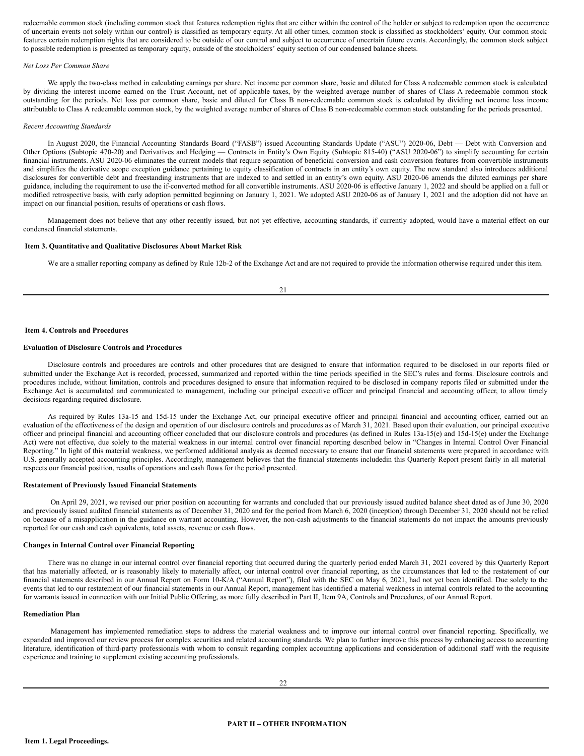redeemable common stock (including common stock that features redemption rights that are either within the control of the holder or subject to redemption upon the occurrence of uncertain events not solely within our control) is classified as temporary equity. At all other times, common stock is classified as stockholders' equity. Our common stock features certain redemption rights that are considered to be outside of our control and subject to occurrence of uncertain future events. Accordingly, the common stock subject to possible redemption is presented as temporary equity, outside of the stockholders' equity section of our condensed balance sheets.

*Net Loss Per Common Share*

We apply the two-class method in calculating earnings per share. Net income per common share, basic and diluted for Class A redeemable common stock is calculated by dividing the interest income earned on the Trust Account, net of applicable taxes, by the weighted average number of shares of Class A redeemable common stock outstanding for the periods. Net loss per common share, basic and diluted for Class B non-redeemable common stock is calculated by dividing net income less income attributable to Class A redeemable common stock, by the weighted average number of shares of Class B non-redeemable common stock outstanding for the periods presented.

*Recent Accounting Standards*

In August 2020, the Financial Accounting Standards Board ("FASB") issued Accounting Standards Update ("ASU") 2020-06, Debt — Debt with Conversion and Other Options (Subtopic 470-20) and Derivatives and Hedging — Contracts in Entity's Own Equity (Subtopic 815-40) ("ASU 2020-06") to simplify accounting for certain financial instruments. ASU 2020-06 eliminates the current models that require separation of beneficial conversion and cash conversion features from convertible instruments and simplifies the derivative scope exception guidance pertaining to equity classification of contracts in an entity's own equity. The new standard also introduces additional disclosures for convertible debt and freestanding instruments that are indexed to and settled in an entity's own equity. ASU 2020-06 amends the diluted earnings per share guidance, including the requirement to use the if-converted method for all convertible instruments. ASU 2020-06 is effective January 1, 2022 and should be applied on a full or modified retrospective basis, with early adoption permitted beginning on January 1, 2021. We adopted ASU 2020-06 as of January 1, 2021 and the adoption did not have an impact on our financial position, results of operations or cash flows.

Management does not believe that any other recently issued, but not yet effective, accounting standards, if currently adopted, would have a material effect on our condensed financial statements.

## Item 3. Quantitative and Qualitative Disclosures About Market Risk

We are a smaller reporting company as defined by Rule 12b-2 of the Exchange Act and are not required to provide the information otherwise required under this item.

## Item 4. Controls and Procedures

**Evaluation of Disclosure Controls and Procedures**

Disclosure controls and procedures are controls and other procedures that are designed to ensure that information required to be disclosed in our reports filed or submitted under the Exchange Act is recorded, processed, summarized and reported within the time periods specified in the SEC's rules and forms. Disclosure controls and procedures include, without limitation, controls and procedures designed to ensure that information required to be disclosed in company reports filed or submitted under the Exchange Act is accumulated and communicated to management, including our principal executive officer and principal financial and accounting officer, to allow timely decisions regarding required disclosure.

As required by Rules 13a-15 and 15d-15 under the Exchange Act, our principal executive officer and principal financial and accounting officer, carried out an evaluation of the effectiveness of the design and operation of our disclosure controls and procedures as of March 31, 2021. Based upon their evaluation, our principal executive officer and principal financial and accounting officer concluded that our disclosure controls and procedures (as defined in Rules 13a-15(e) and 15d-15(e) under the Exchange Act) were not effective, due solely to the material weakness in our internal control over financial reporting described below in "Changes in Internal Control Over Financial Reporting." In light of this material weakness, we performed additional analysis as deemed necessary to ensure that our financial statements were prepared in accordance with U.S. generally accepted accounting principles. Accordingly, management believes that the financial statements includedin this Quarterly Report present fairly in all material respects our financial position, results of operations and cash flows for the period presented.

**Restatement of Previously Issued Financial Statements**

On April 29, 2021, we revised our prior position on accounting for warrants and concluded that our previously issued audited balance sheet dated as of June 30, 2020 and previously issued audited financial statements as of December 31, 2020 and for the period from March 6, 2020 (inception) through December 31, 2020 should not be relied on because of a misapplication in the guidance on warrant accounting. However, the non-cash adjustments to the financial statements do not impact the amounts previously reported for our cash and cash equivalents, total assets, revenue or cash flows.

**Changes in Internal Control over Financial Reporting**

There was no change in our internal control over financial reporting that occurred during the quarterly period ended March 31, 2021 covered by this Quarterly Report that has materially affected, or is reasonably likely to materially affect, our internal control over financial reporting, as the circumstances that led to the restatement of our financial statements described in our Annual Report on Form 10-K/A ("Annual Report"), filed with the SEC on May 6, 2021, had not yet been identified. Due solely to the events that led to our restatement of our financial statements in our Annual Report, management has identified a material weakness in internal controls related to the accounting for warrants issued in connection with our Initial Public Offering, as more fully described in Part II, Item 9A, Controls and Procedures, of our Annual Report.

**Remediation Plan**

Management has implemented remediation steps to address the material weakness and to improve our internal control over financial reporting. Specifically, we expanded and improved our review process for complex securities and related accounting standards. We plan to further improve this process by enhancing access to accounting literature, identification of third-party professionals with whom to consult regarding complex accounting applications and consideration of additional staff with the requisite experience and training to supplement existing accounting professionals.

# PART II – OTHER INFORMATION

## Item 1. Legal Proceedings.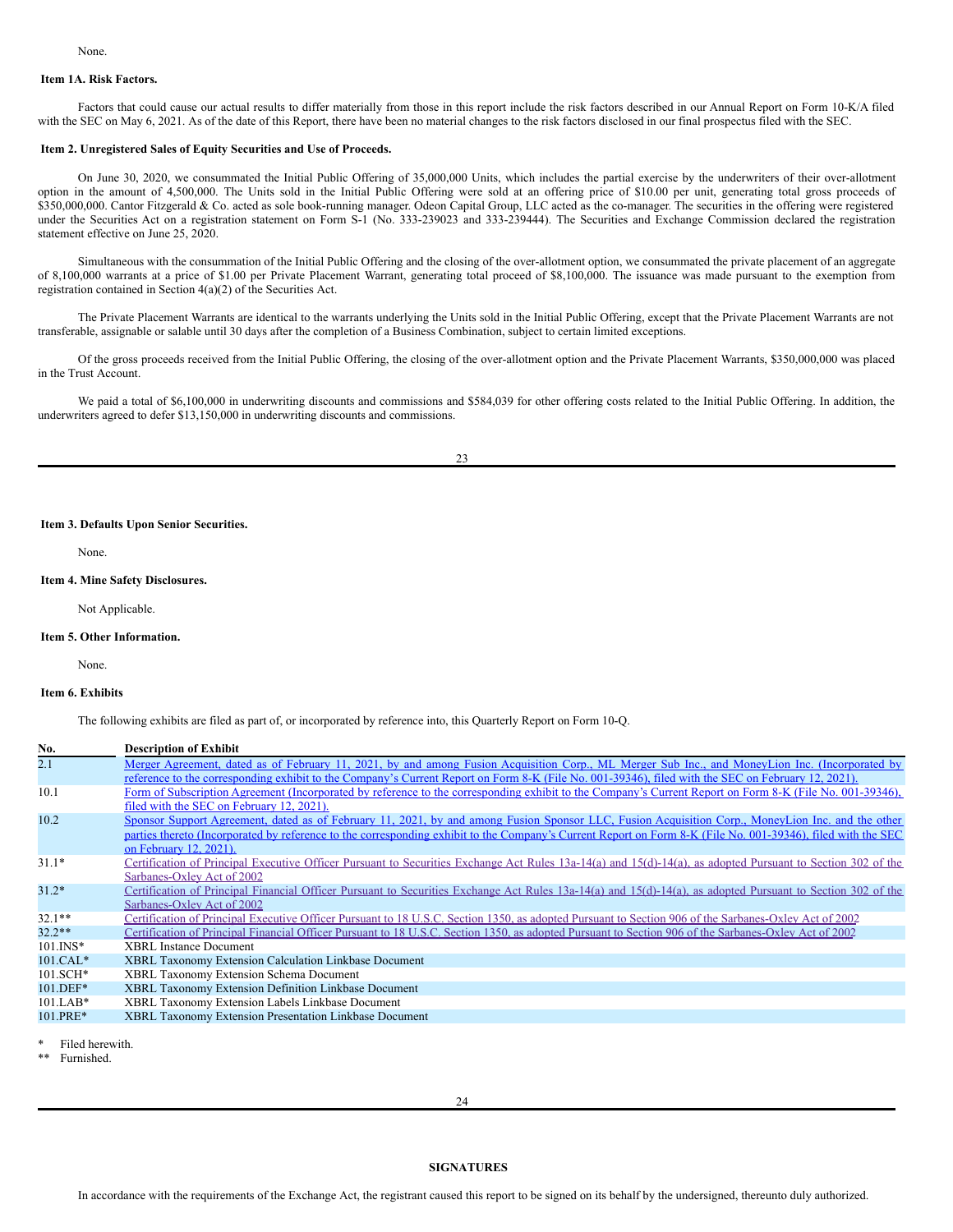None.

### Item 1A. Risk Factors.

Factors that could cause our actual results to differ materially from those in this report include the risk factors described in our Annual Report on Form 10-K/A filed with the SEC on May 6, 2021. As of the date of this Report, there have been no material changes to the risk factors disclosed in our final prospectus filed with the SEC.

### Item 2. Unregistered Sales of Equity Securities and Use of Proceeds.

On June 30, 2020, we consummated the Initial Public Offering of 35,000,000 Units, which includes the partial exercise by the underwriters of their over-allotment option in the amount of 4,500,000. The Units sold in the Initial Public Offering were sold at an offering price of $10.00 per unit, generating total gross proceeds of $350,000,000. Cantor Fitzgerald & Co. acted as sole book-running manager. Odeon Capital Group, LLC acted as the co-manager. The securities in the offering were registered under the Securities Act on a registration statement on Form S-1 (No. 333-239023 and 333-239444). The Securities and Exchange Commission declared the registration statement effective on June 25, 2020.

Simultaneous with the consummation of the Initial Public Offering and the closing of the over-allotment option, we consummated the private placement of an aggregate of 8,100,000 warrants at a price of $1.00 per Private Placement Warrant, generating total proceed of $8,100,000. The issuance was made pursuant to the exemption from registration contained in Section 4(a)(2) of the Securities Act.

The Private Placement Warrants are identical to the warrants underlying the Units sold in the Initial Public Offering, except that the Private Placement Warrants are not transferable, assignable or salable until 30 days after the completion of a Business Combination, subject to certain limited exceptions.

Of the gross proceeds received from the Initial Public Offering, the closing of the over-allotment option and the Private Placement Warrants, $350,000,000 was placed in the Trust Account.

We paid a total of $6,100,000 in underwriting discounts and commissions and $584,039 for other offering costs related to the Initial Public Offering. In addition, the underwriters agreed to defer $13,150,000 in underwriting discounts and commissions.

### Item 3. Defaults Upon Senior Securities.

None.

### Item 4. Mine Safety Disclosures.

Not Applicable.

### Item 5. Other Information.

None.

### Item 6. Exhibits

The following exhibits are filed as part of, or incorporated by reference into, this Quarterly Report on Form 10-Q.

| No. | Description of Exhibit |
|---|---|
| 2.1 | Merger Agreement, dated as of February 11, 2021, by and among Fusion Acquisition Corp., ML Merger Sub Inc., and MoneyLion Inc. (Incorporated by reference to the corresponding exhibit to the Company's Current Report on Form 8-K (File No. 001-39346), filed with the SEC on February 12, 2021). |
| 10.1 | Form of Subscription Agreement (Incorporated by reference to the corresponding exhibit to the Company's Current Report on Form 8-K (File No. 001-39346), filed with the SEC on February 12, 2021). |
| 10.2 | Sponsor Support Agreement, dated as of February 11, 2021, by and among Fusion Sponsor LLC, Fusion Acquisition Corp., MoneyLion Inc. and the other parties thereto (Incorporated by reference to the corresponding exhibit to the Company's Current Report on Form 8-K (File No. 001-39346), filed with the SEC on February 12, 2021). |
| 31.1* | Certification of Principal Executive Officer Pursuant to Securities Exchange Act Rules 13a-14(a) and 15(d)-14(a), as adopted Pursuant to Section 302 of the Sarbanes-Oxley Act of 2002 |
| 31.2* | Certification of Principal Financial Officer Pursuant to Securities Exchange Act Rules 13a-14(a) and 15(d)-14(a), as adopted Pursuant to Section 302 of the Sarbanes-Oxley Act of 2002 |
| 32.1** | Certification of Principal Executive Officer Pursuant to 18 U.S.C. Section 1350, as adopted Pursuant to Section 906 of the Sarbanes-Oxley Act of 2002 |
| 32.2** | Certification of Principal Financial Officer Pursuant to 18 U.S.C. Section 1350, as adopted Pursuant to Section 906 of the Sarbanes-Oxley Act of 2002 |
| 101.INS* | XBRL Instance Document |
| 101.CAL* | XBRL Taxonomy Extension Calculation Linkbase Document |
| 101.SCH* | XBRL Taxonomy Extension Schema Document |
| 101.DEF* | XBRL Taxonomy Extension Definition Linkbase Document |
| 101.LAB* | XBRL Taxonomy Extension Labels Linkbase Document |
| 101.PRE* | XBRL Taxonomy Extension Presentation Linkbase Document |

\* Filed herewith.

\*\* Furnished.

## SIGNATURES

In accordance with the requirements of the Exchange Act, the registrant caused this report to be signed on its behalf by the undersigned, thereunto duly authorized.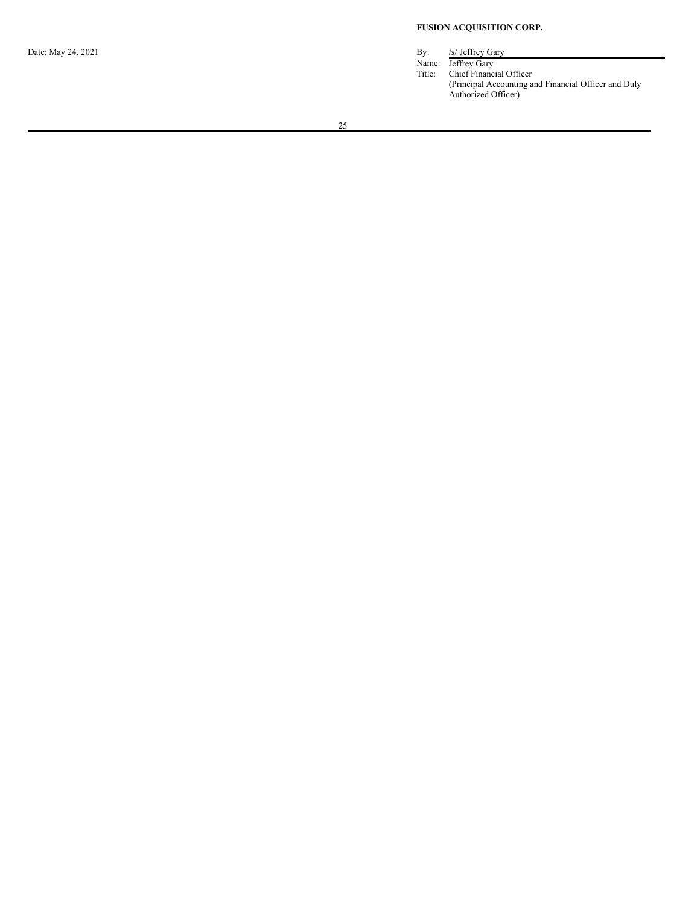**FUSION ACQUISITION CORP.**

Date: May 24, 2021

By: /s/ Jeffrey Gary
Name: Jeffrey Gary
Title: Chief Financial Officer
(Principal Accounting and Financial Officer and Duly Authorized Officer)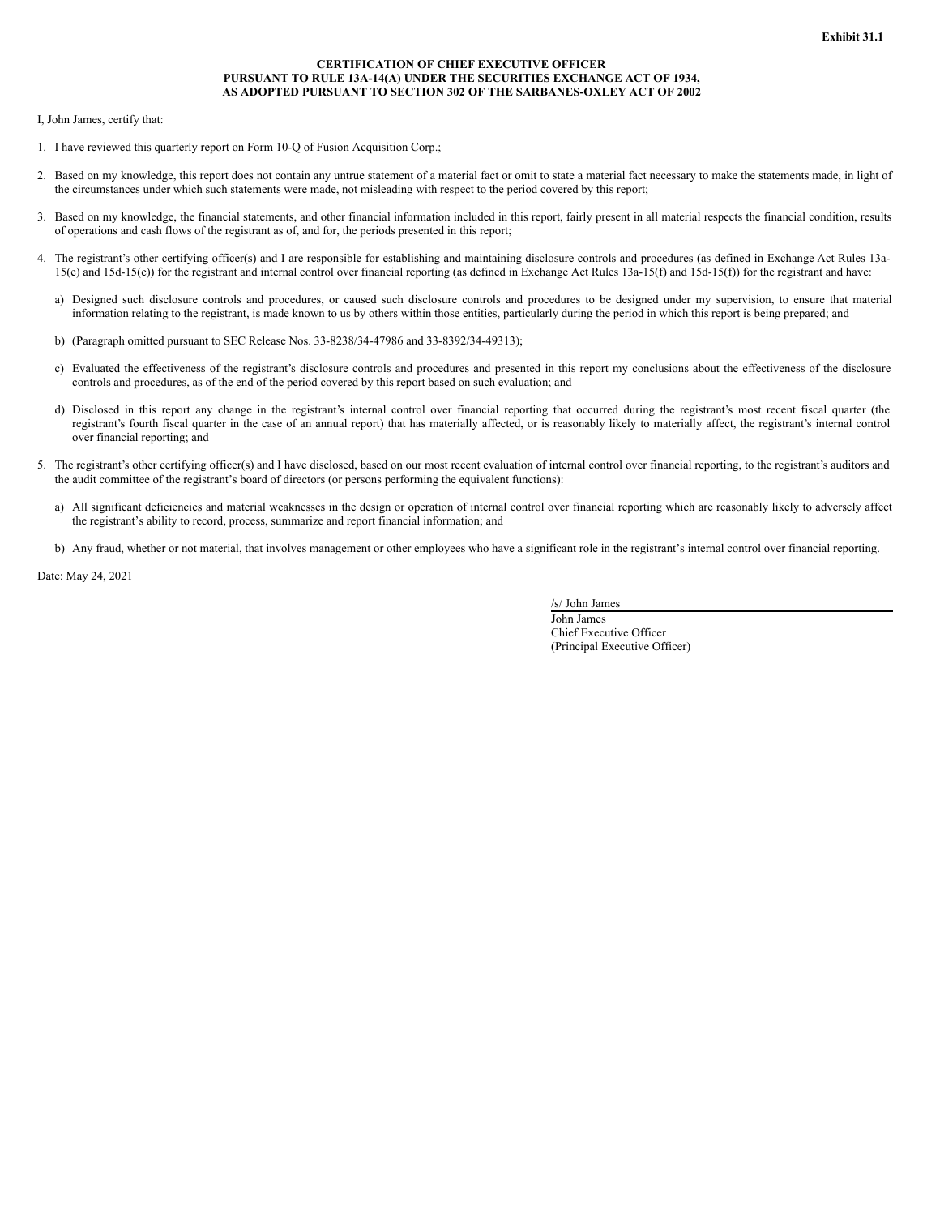**Exhibit 31.1**

**CERTIFICATION OF CHIEF EXECUTIVE OFFICER**
**PURSUANT TO RULE 13A-14(A) UNDER THE SECURITIES EXCHANGE ACT OF 1934,**
**AS ADOPTED PURSUANT TO SECTION 302 OF THE SARBANES-OXLEY ACT OF 2002**

I, John James, certify that:

1. I have reviewed this quarterly report on Form 10-Q of Fusion Acquisition Corp.;

2. Based on my knowledge, this report does not contain any untrue statement of a material fact or omit to state a material fact necessary to make the statements made, in light of the circumstances under which such statements were made, not misleading with respect to the period covered by this report;

3. Based on my knowledge, the financial statements, and other financial information included in this report, fairly present in all material respects the financial condition, results of operations and cash flows of the registrant as of, and for, the periods presented in this report;

4. The registrant's other certifying officer(s) and I are responsible for establishing and maintaining disclosure controls and procedures (as defined in Exchange Act Rules 13a-15(e) and 15d-15(e)) for the registrant and internal control over financial reporting (as defined in Exchange Act Rules 13a-15(f) and 15d-15(f)) for the registrant and have:

   a) Designed such disclosure controls and procedures, or caused such disclosure controls and procedures to be designed under my supervision, to ensure that material information relating to the registrant, is made known to us by others within those entities, particularly during the period in which this report is being prepared; and

   b) (Paragraph omitted pursuant to SEC Release Nos. 33-8238/34-47986 and 33-8392/34-49313);

   c) Evaluated the effectiveness of the registrant's disclosure controls and procedures and presented in this report my conclusions about the effectiveness of the disclosure controls and procedures, as of the end of the period covered by this report based on such evaluation; and

   d) Disclosed in this report any change in the registrant's internal control over financial reporting that occurred during the registrant's most recent fiscal quarter (the registrant's fourth fiscal quarter in the case of an annual report) that has materially affected, or is reasonably likely to materially affect, the registrant's internal control over financial reporting; and

5. The registrant's other certifying officer(s) and I have disclosed, based on our most recent evaluation of internal control over financial reporting, to the registrant's auditors and the audit committee of the registrant's board of directors (or persons performing the equivalent functions):

   a) All significant deficiencies and material weaknesses in the design or operation of internal control over financial reporting which are reasonably likely to adversely affect the registrant's ability to record, process, summarize and report financial information; and

   b) Any fraud, whether or not material, that involves management or other employees who have a significant role in the registrant's internal control over financial reporting.

Date: May 24, 2021

/s/ John James
John James
Chief Executive Officer
(Principal Executive Officer)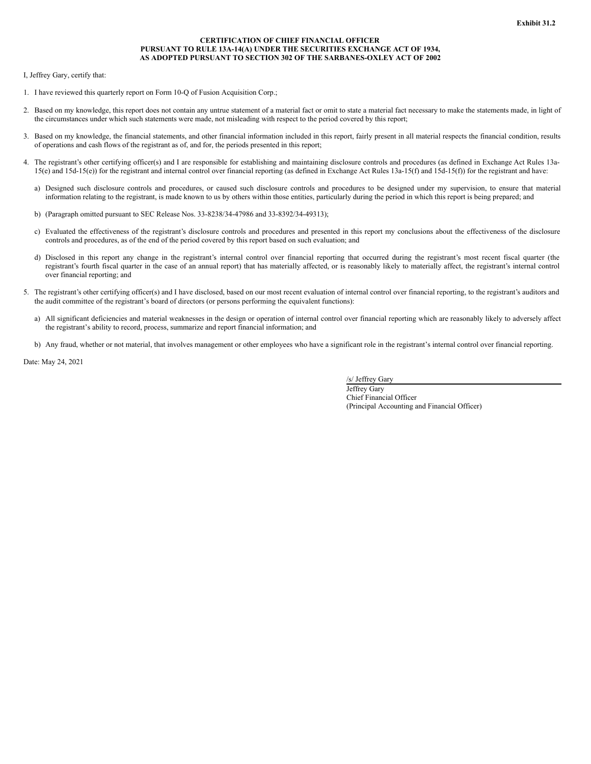**Exhibit 31.2**

**CERTIFICATION OF CHIEF FINANCIAL OFFICER**
**PURSUANT TO RULE 13A-14(A) UNDER THE SECURITIES EXCHANGE ACT OF 1934,**
**AS ADOPTED PURSUANT TO SECTION 302 OF THE SARBANES-OXLEY ACT OF 2002**

I, Jeffrey Gary, certify that:

1. I have reviewed this quarterly report on Form 10-Q of Fusion Acquisition Corp.;
2. Based on my knowledge, this report does not contain any untrue statement of a material fact or omit to state a material fact necessary to make the statements made, in light of the circumstances under which such statements were made, not misleading with respect to the period covered by this report;
3. Based on my knowledge, the financial statements, and other financial information included in this report, fairly present in all material respects the financial condition, results of operations and cash flows of the registrant as of, and for, the periods presented in this report;
4. The registrant's other certifying officer(s) and I are responsible for establishing and maintaining disclosure controls and procedures (as defined in Exchange Act Rules 13a-15(e) and 15d-15(e)) for the registrant and internal control over financial reporting (as defined in Exchange Act Rules 13a-15(f) and 15d-15(f)) for the registrant and have:
   a) Designed such disclosure controls and procedures, or caused such disclosure controls and procedures to be designed under my supervision, to ensure that material information relating to the registrant, is made known to us by others within those entities, particularly during the period in which this report is being prepared; and
   b) (Paragraph omitted pursuant to SEC Release Nos. 33-8238/34-47986 and 33-8392/34-49313);
   c) Evaluated the effectiveness of the registrant's disclosure controls and procedures and presented in this report my conclusions about the effectiveness of the disclosure controls and procedures, as of the end of the period covered by this report based on such evaluation; and
   d) Disclosed in this report any change in the registrant's internal control over financial reporting that occurred during the registrant's most recent fiscal quarter (the registrant's fourth fiscal quarter in the case of an annual report) that has materially affected, or is reasonably likely to materially affect, the registrant's internal control over financial reporting; and
5. The registrant's other certifying officer(s) and I have disclosed, based on our most recent evaluation of internal control over financial reporting, to the registrant's auditors and the audit committee of the registrant's board of directors (or persons performing the equivalent functions):
   a) All significant deficiencies and material weaknesses in the design or operation of internal control over financial reporting which are reasonably likely to adversely affect the registrant's ability to record, process, summarize and report financial information; and
   b) Any fraud, whether or not material, that involves management or other employees who have a significant role in the registrant's internal control over financial reporting.

Date: May 24, 2021

/s/ Jeffrey Gary
Jeffrey Gary
Chief Financial Officer
(Principal Accounting and Financial Officer)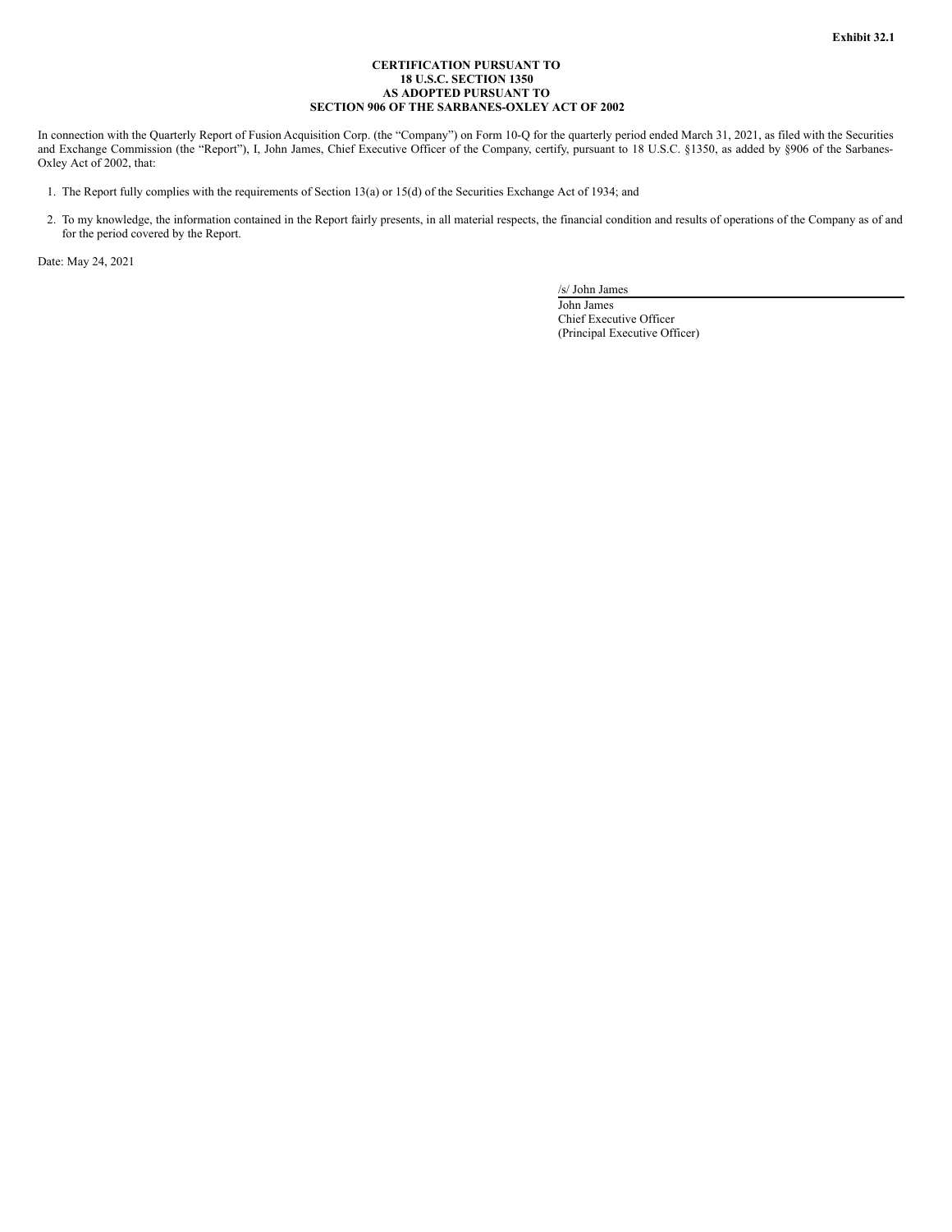**Exhibit 32.1**

**CERTIFICATION PURSUANT TO
18 U.S.C. SECTION 1350
AS ADOPTED PURSUANT TO
SECTION 906 OF THE SARBANES-OXLEY ACT OF 2002**

In connection with the Quarterly Report of Fusion Acquisition Corp. (the "Company") on Form 10-Q for the quarterly period ended March 31, 2021, as filed with the Securities and Exchange Commission (the "Report"), I, John James, Chief Executive Officer of the Company, certify, pursuant to 18 U.S.C. §1350, as added by §906 of the Sarbanes-Oxley Act of 2002, that:

1. The Report fully complies with the requirements of Section 13(a) or 15(d) of the Securities Exchange Act of 1934; and
2. To my knowledge, the information contained in the Report fairly presents, in all material respects, the financial condition and results of operations of the Company as of and for the period covered by the Report.

Date: May 24, 2021

/s/ John James
John James
Chief Executive Officer
(Principal Executive Officer)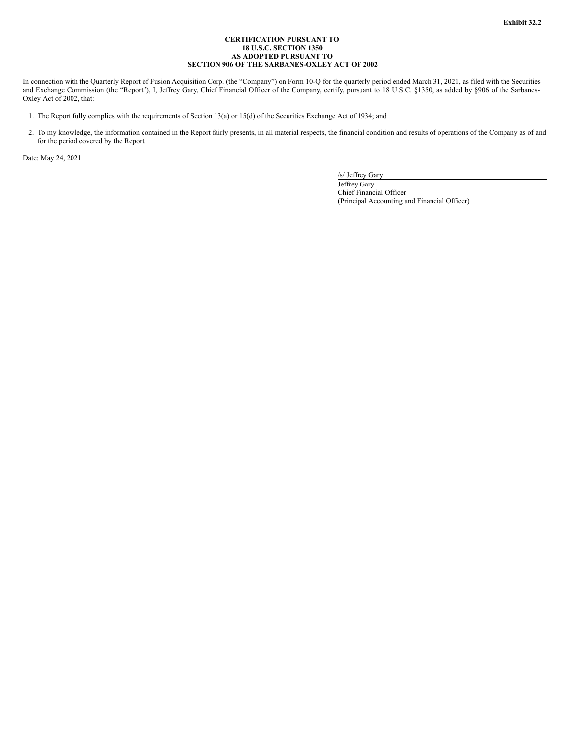**Exhibit 32.2**

**CERTIFICATION PURSUANT TO**
**18 U.S.C. SECTION 1350**
**AS ADOPTED PURSUANT TO**
**SECTION 906 OF THE SARBANES-OXLEY ACT OF 2002**

In connection with the Quarterly Report of Fusion Acquisition Corp. (the "Company") on Form 10-Q for the quarterly period ended March 31, 2021, as filed with the Securities and Exchange Commission (the "Report"), I, Jeffrey Gary, Chief Financial Officer of the Company, certify, pursuant to 18 U.S.C. §1350, as added by §906 of the Sarbanes-Oxley Act of 2002, that:

1. The Report fully complies with the requirements of Section 13(a) or 15(d) of the Securities Exchange Act of 1934; and
2. To my knowledge, the information contained in the Report fairly presents, in all material respects, the financial condition and results of operations of the Company as of and for the period covered by the Report.

Date: May 24, 2021

/s/ Jeffrey Gary
Jeffrey Gary
Chief Financial Officer
(Principal Accounting and Financial Officer)